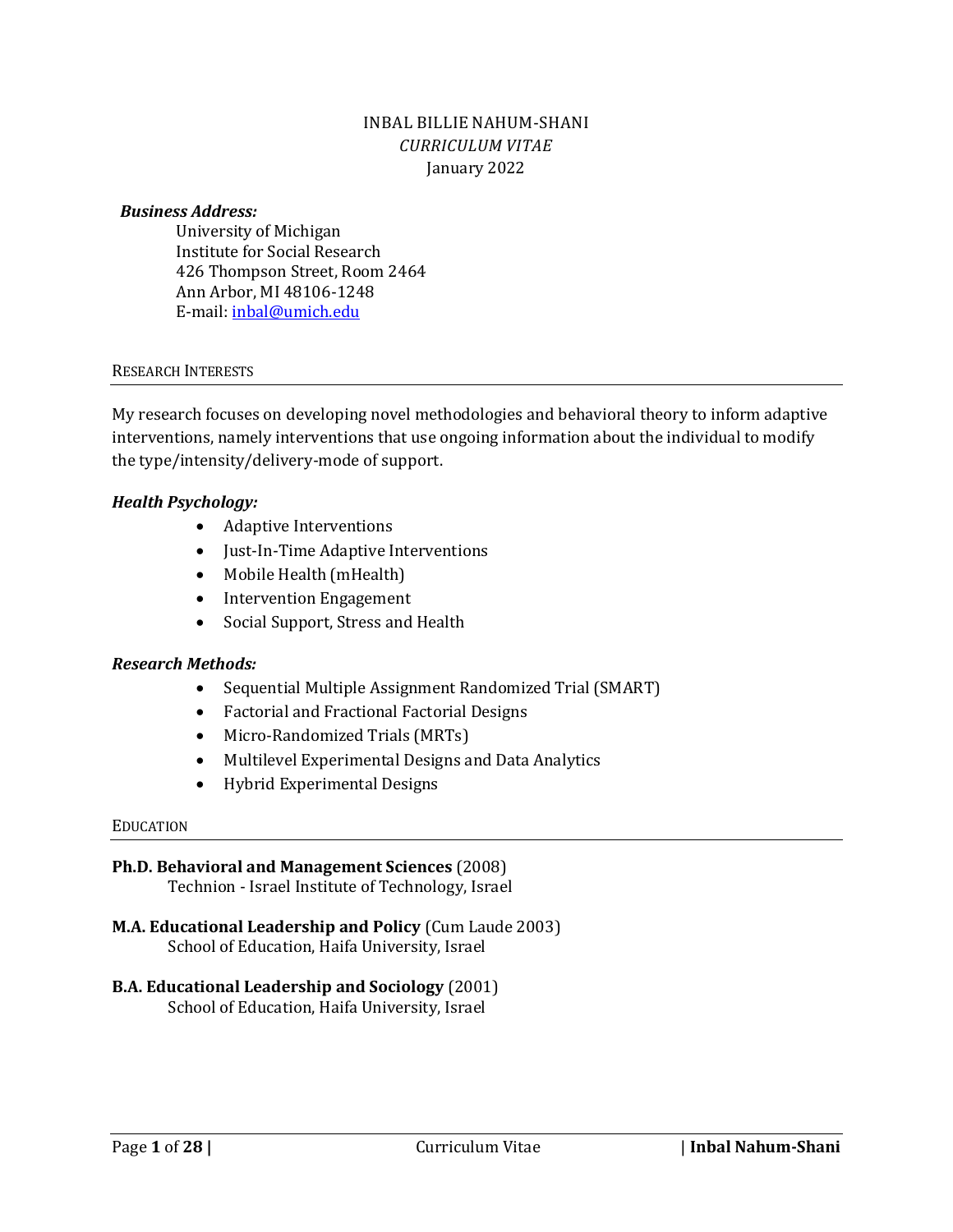# INBAL BILLIE NAHUM-SHANI

*CURRICULUM VITAE*

January 2022

***Business Address:***

University of Michigan
Institute for Social Research
426 Thompson Street, Room 2464
Ann Arbor, MI 48106-1248
E-mail: inbal@umich.edu

## RESEARCH INTERESTS

My research focuses on developing novel methodologies and behavioral theory to inform adaptive interventions, namely interventions that use ongoing information about the individual to modify the type/intensity/delivery-mode of support.

***Health Psychology:***

- Adaptive Interventions
- Just-In-Time Adaptive Interventions
- Mobile Health (mHealth)
- Intervention Engagement
- Social Support, Stress and Health

***Research Methods:***

- Sequential Multiple Assignment Randomized Trial (SMART)
- Factorial and Fractional Factorial Designs
- Micro-Randomized Trials (MRTs)
- Multilevel Experimental Designs and Data Analytics
- Hybrid Experimental Designs

## EDUCATION

**Ph.D. Behavioral and Management Sciences** (2008)
Technion - Israel Institute of Technology, Israel

**M.A. Educational Leadership and Policy** (Cum Laude 2003)
School of Education, Haifa University, Israel

**B.A. Educational Leadership and Sociology** (2001)
School of Education, Haifa University, Israel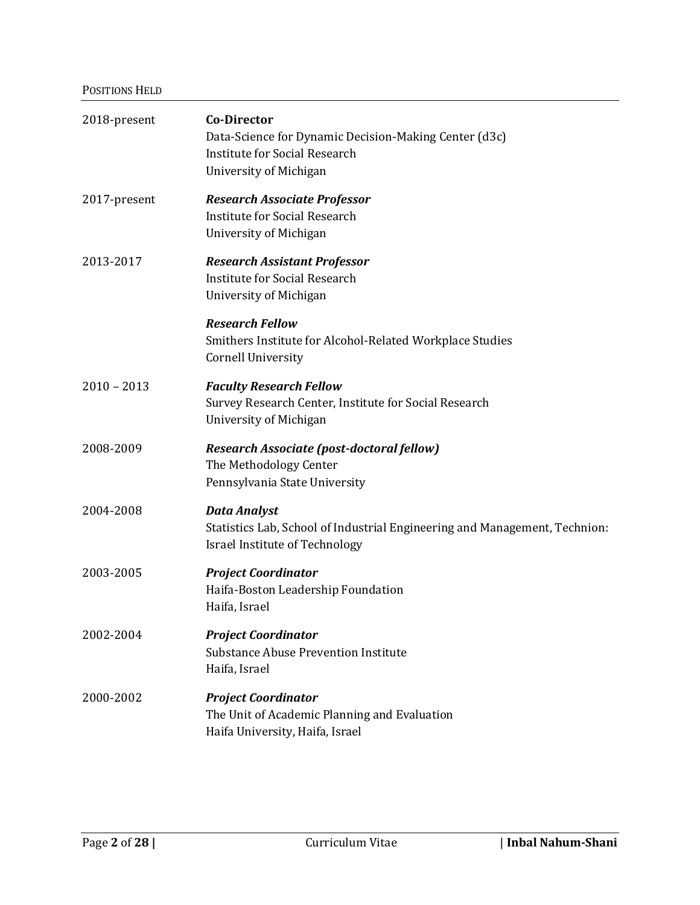## Positions Held

**2018-present**
**Co-Director**
Data-Science for Dynamic Decision-Making Center (d3c)
Institute for Social Research
University of Michigan

**2017-present**
***Research Associate Professor***
Institute for Social Research
University of Michigan

**2013-2017**
***Research Assistant Professor***
Institute for Social Research
University of Michigan

***Research Fellow***
Smithers Institute for Alcohol-Related Workplace Studies
Cornell University

**2010 – 2013**
***Faculty Research Fellow***
Survey Research Center, Institute for Social Research
University of Michigan

**2008-2009**
***Research Associate (post-doctoral fellow)***
The Methodology Center
Pennsylvania State University

**2004-2008**
***Data Analyst***
Statistics Lab, School of Industrial Engineering and Management, Technion: Israel Institute of Technology

**2003-2005**
***Project Coordinator***
Haifa-Boston Leadership Foundation
Haifa, Israel

**2002-2004**
***Project Coordinator***
Substance Abuse Prevention Institute
Haifa, Israel

**2000-2002**
***Project Coordinator***
The Unit of Academic Planning and Evaluation
Haifa University, Haifa, Israel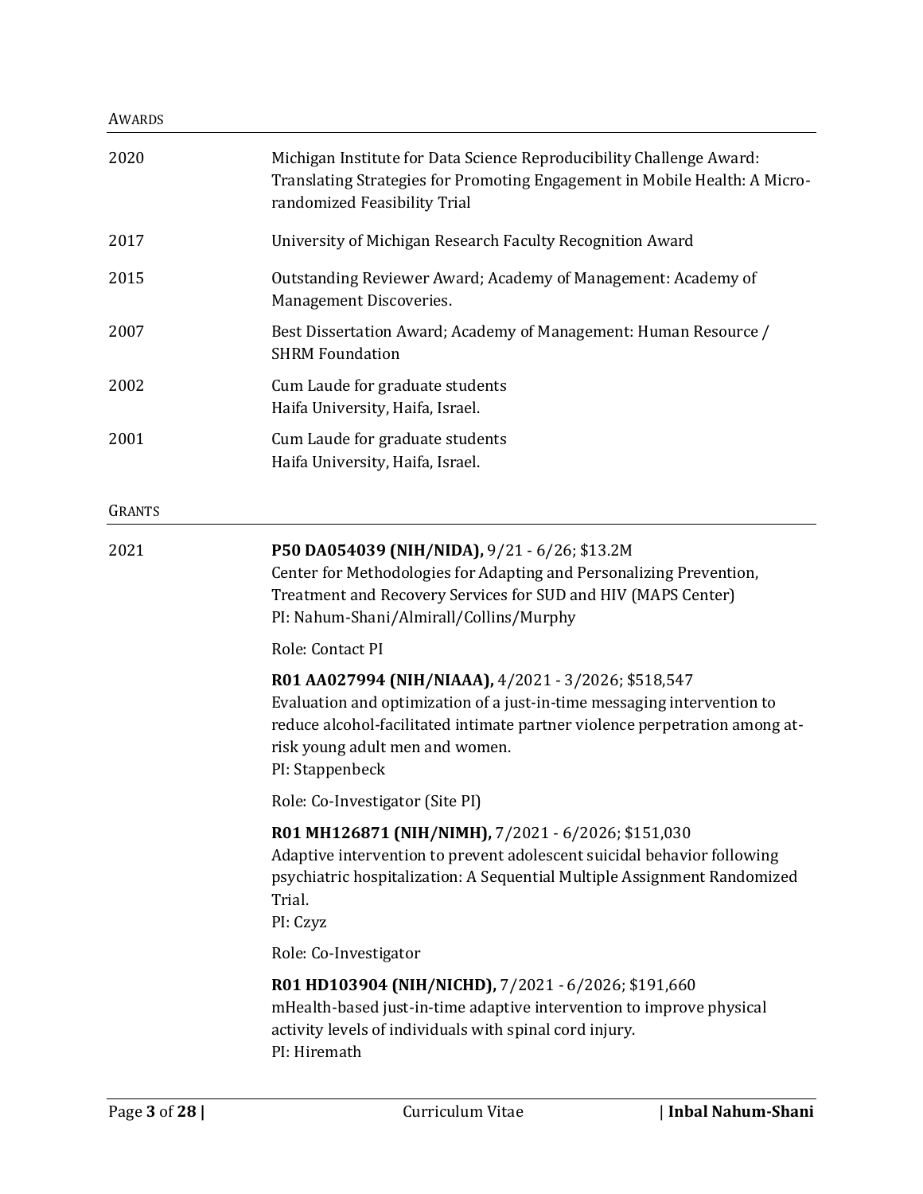## AWARDS

2020 — Michigan Institute for Data Science Reproducibility Challenge Award: Translating Strategies for Promoting Engagement in Mobile Health: A Micro-randomized Feasibility Trial

2017 — University of Michigan Research Faculty Recognition Award

2015 — Outstanding Reviewer Award; Academy of Management: Academy of Management Discoveries.

2007 — Best Dissertation Award; Academy of Management: Human Resource / SHRM Foundation

2002 — Cum Laude for graduate students
Haifa University, Haifa, Israel.

2001 — Cum Laude for graduate students
Haifa University, Haifa, Israel.

## GRANTS

2021

**P50 DA054039 (NIH/NIDA),** 9/21 - 6/26; $13.2M
Center for Methodologies for Adapting and Personalizing Prevention, Treatment and Recovery Services for SUD and HIV (MAPS Center)
PI: Nahum-Shani/Almirall/Collins/Murphy

Role: Contact PI

**R01 AA027994 (NIH/NIAAA),** 4/2021 - 3/2026; $518,547
Evaluation and optimization of a just-in-time messaging intervention to reduce alcohol-facilitated intimate partner violence perpetration among at-risk young adult men and women.
PI: Stappenbeck

Role: Co-Investigator (Site PI)

**R01 MH126871 (NIH/NIMH),** 7/2021 - 6/2026; $151,030
Adaptive intervention to prevent adolescent suicidal behavior following psychiatric hospitalization: A Sequential Multiple Assignment Randomized Trial.
PI: Czyz

Role: Co-Investigator

**R01 HD103904 (NIH/NICHD),** 7/2021 - 6/2026; $191,660
mHealth-based just-in-time adaptive intervention to improve physical activity levels of individuals with spinal cord injury.
PI: Hiremath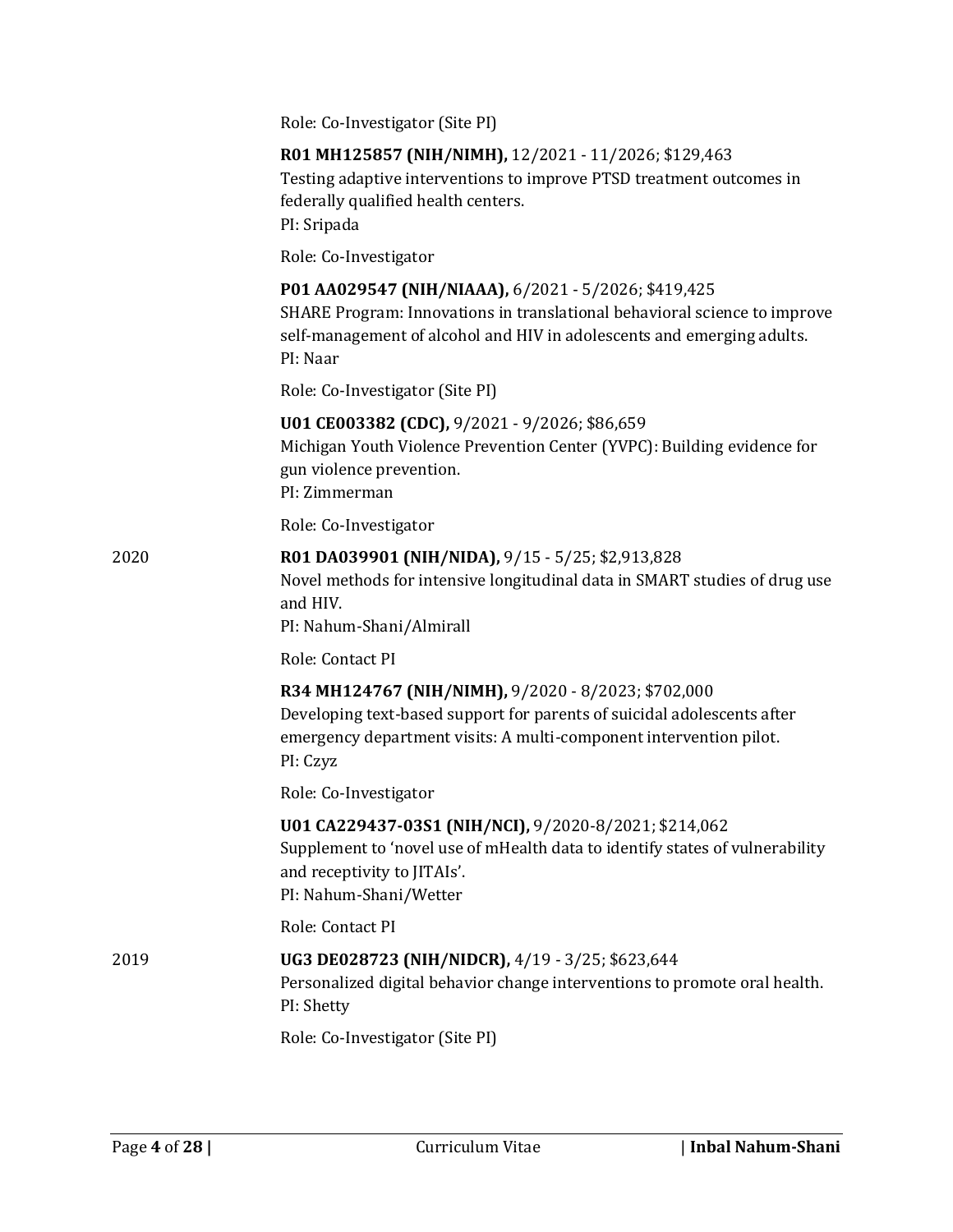Role: Co-Investigator (Site PI)

**R01 MH125857 (NIH/NIMH),** 12/2021 - 11/2026; $129,463
Testing adaptive interventions to improve PTSD treatment outcomes in federally qualified health centers.
PI: Sripada

Role: Co-Investigator

**P01 AA029547 (NIH/NIAAA),** 6/2021 - 5/2026; $419,425
SHARE Program: Innovations in translational behavioral science to improve self-management of alcohol and HIV in adolescents and emerging adults.
PI: Naar

Role: Co-Investigator (Site PI)

**U01 CE003382 (CDC),** 9/2021 - 9/2026; $86,659
Michigan Youth Violence Prevention Center (YVPC): Building evidence for gun violence prevention.
PI: Zimmerman

Role: Co-Investigator

2020

**R01 DA039901 (NIH/NIDA),** 9/15 - 5/25; $2,913,828
Novel methods for intensive longitudinal data in SMART studies of drug use and HIV.
PI: Nahum-Shani/Almirall

Role: Contact PI

**R34 MH124767 (NIH/NIMH),** 9/2020 - 8/2023; $702,000
Developing text-based support for parents of suicidal adolescents after emergency department visits: A multi-component intervention pilot.
PI: Czyz

Role: Co-Investigator

**U01 CA229437-03S1 (NIH/NCI),** 9/2020-8/2021; $214,062
Supplement to 'novel use of mHealth data to identify states of vulnerability and receptivity to JITAIs'.
PI: Nahum-Shani/Wetter

Role: Contact PI

2019

**UG3 DE028723 (NIH/NIDCR),** 4/19 - 3/25; $623,644
Personalized digital behavior change interventions to promote oral health.
PI: Shetty

Role: Co-Investigator (Site PI)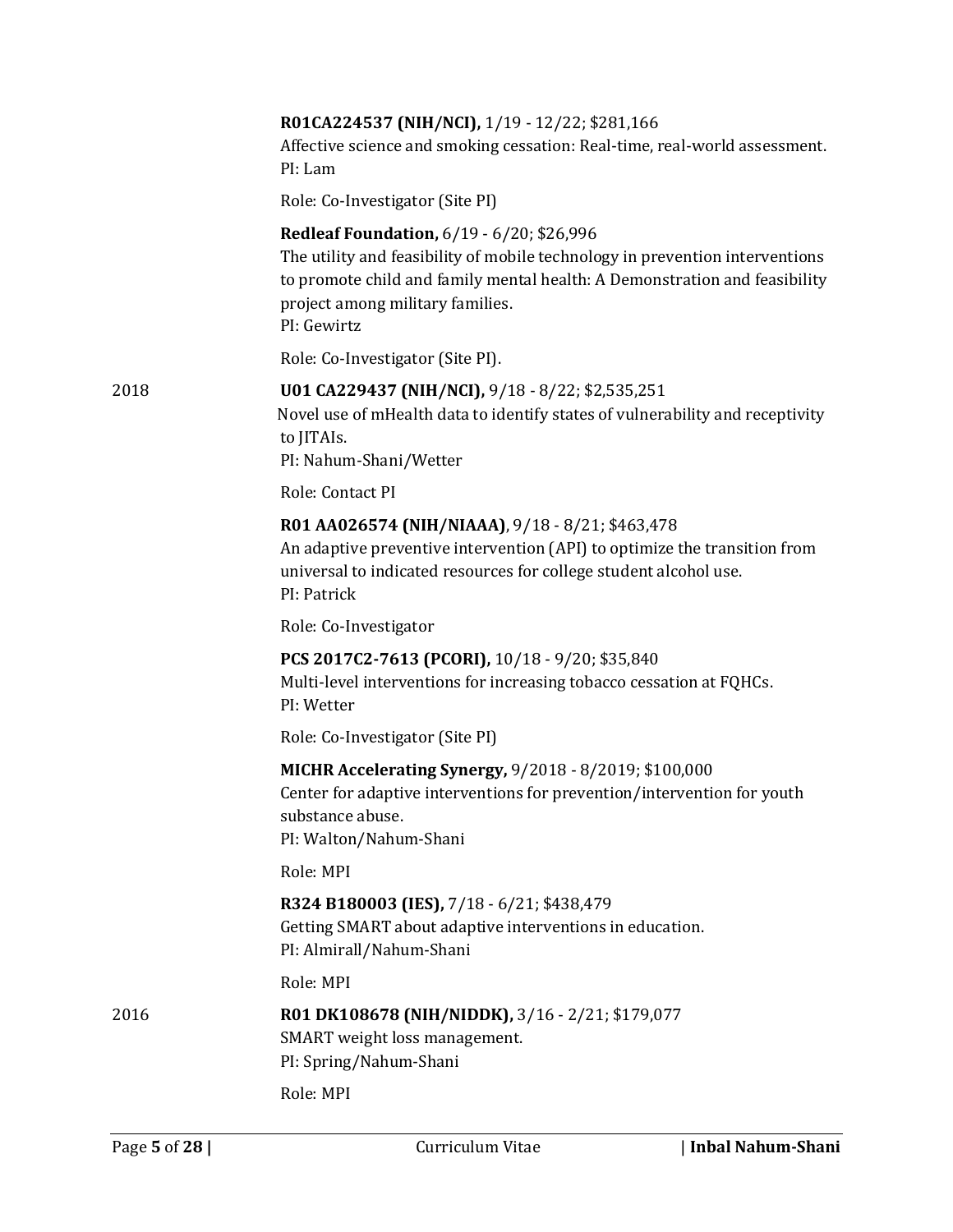**R01CA224537 (NIH/NCI),** 1/19 - 12/22; $281,166
Affective science and smoking cessation: Real-time, real-world assessment.
PI: Lam

Role: Co-Investigator (Site PI)

**Redleaf Foundation,** 6/19 - 6/20; $26,996
The utility and feasibility of mobile technology in prevention interventions to promote child and family mental health: A Demonstration and feasibility project among military families.
PI: Gewirtz

Role: Co-Investigator (Site PI).

2018

**U01 CA229437 (NIH/NCI),** 9/18 - 8/22; $2,535,251
Novel use of mHealth data to identify states of vulnerability and receptivity to JITAIs.
PI: Nahum-Shani/Wetter

Role: Contact PI

**R01 AA026574 (NIH/NIAAA)**, 9/18 - 8/21; $463,478
An adaptive preventive intervention (API) to optimize the transition from universal to indicated resources for college student alcohol use.
PI: Patrick

Role: Co-Investigator

**PCS 2017C2-7613 (PCORI),** 10/18 - 9/20; $35,840
Multi-level interventions for increasing tobacco cessation at FQHCs.
PI: Wetter

Role: Co-Investigator (Site PI)

**MICHR Accelerating Synergy,** 9/2018 - 8/2019; $100,000
Center for adaptive interventions for prevention/intervention for youth substance abuse.
PI: Walton/Nahum-Shani

Role: MPI

**R324 B180003 (IES),** 7/18 - 6/21; $438,479
Getting SMART about adaptive interventions in education.
PI: Almirall/Nahum-Shani

Role: MPI

2016

**R01 DK108678 (NIH/NIDDK),** 3/16 - 2/21; $179,077
SMART weight loss management.
PI: Spring/Nahum-Shani

Role: MPI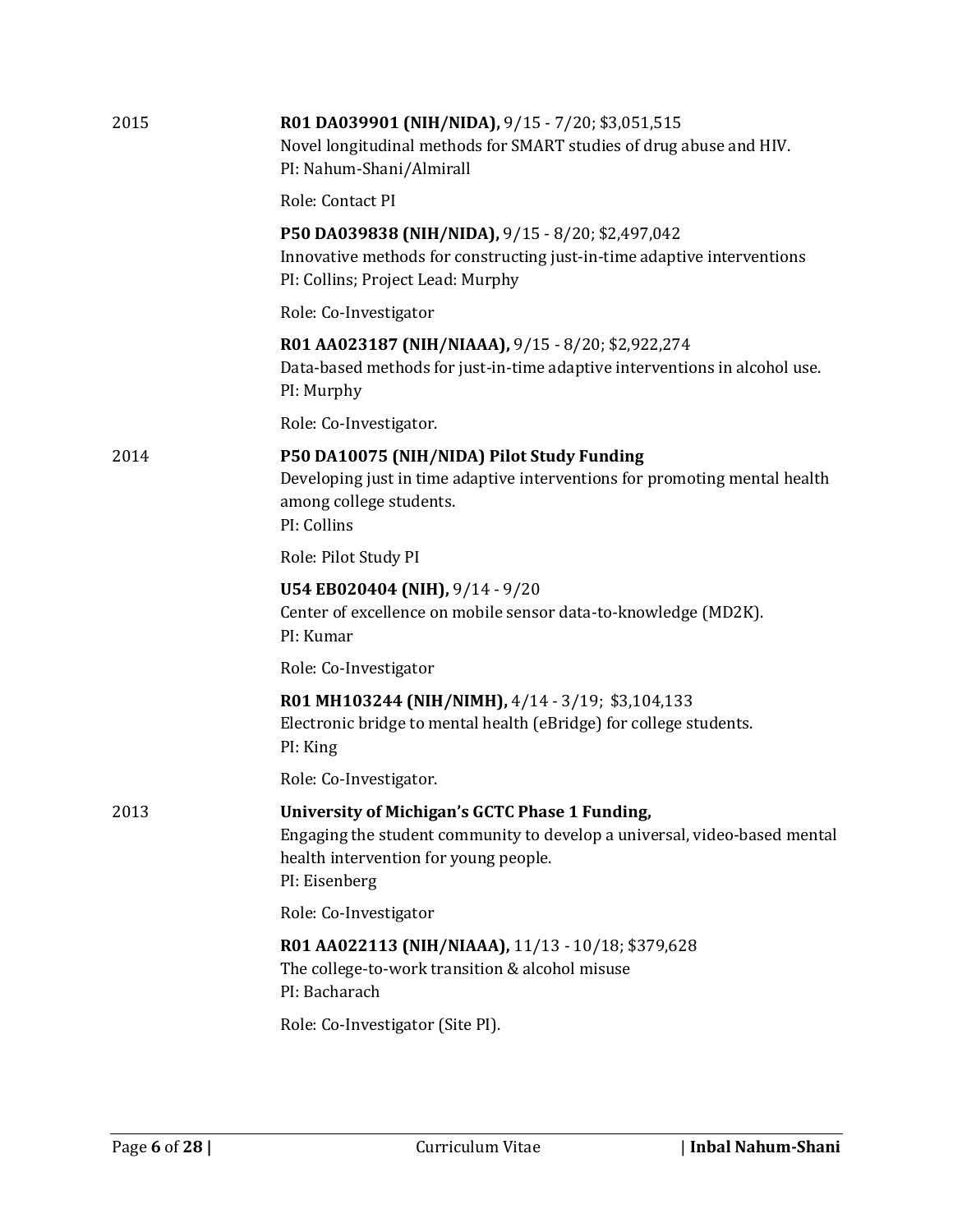2015

**R01 DA039901 (NIH/NIDA),** 9/15 - 7/20; $3,051,515
Novel longitudinal methods for SMART studies of drug abuse and HIV.
PI: Nahum-Shani/Almirall

Role: Contact PI

**P50 DA039838 (NIH/NIDA),** 9/15 - 8/20; $2,497,042
Innovative methods for constructing just-in-time adaptive interventions
PI: Collins; Project Lead: Murphy

Role: Co-Investigator

**R01 AA023187 (NIH/NIAAA),** 9/15 - 8/20; $2,922,274
Data-based methods for just-in-time adaptive interventions in alcohol use.
PI: Murphy

Role: Co-Investigator.

2014

**P50 DA10075 (NIH/NIDA) Pilot Study Funding**
Developing just in time adaptive interventions for promoting mental health among college students.
PI: Collins

Role: Pilot Study PI

**U54 EB020404 (NIH),** 9/14 - 9/20
Center of excellence on mobile sensor data-to-knowledge (MD2K).
PI: Kumar

Role: Co-Investigator

**R01 MH103244 (NIH/NIMH),** 4/14 - 3/19; $3,104,133
Electronic bridge to mental health (eBridge) for college students.
PI: King

Role: Co-Investigator.

2013

**University of Michigan's GCTC Phase 1 Funding,**
Engaging the student community to develop a universal, video-based mental health intervention for young people.
PI: Eisenberg

Role: Co-Investigator

**R01 AA022113 (NIH/NIAAA),** 11/13 - 10/18; $379,628
The college-to-work transition & alcohol misuse
PI: Bacharach

Role: Co-Investigator (Site PI).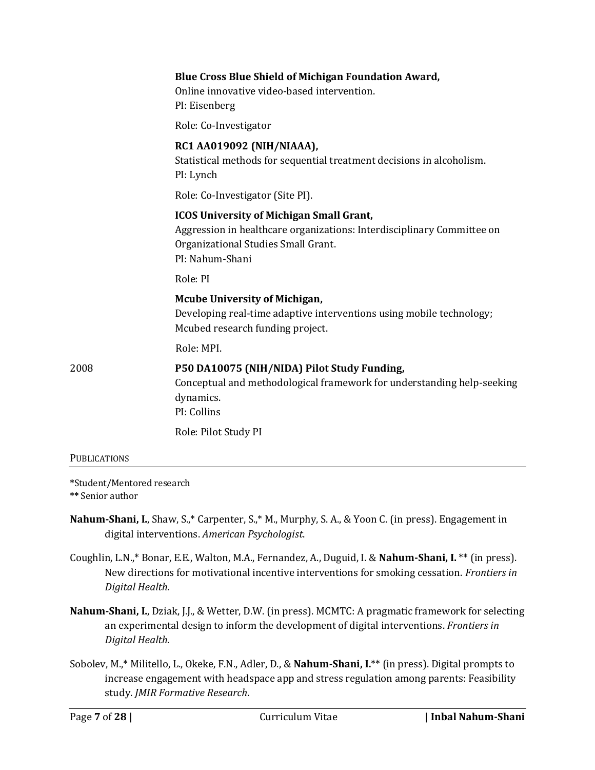**Blue Cross Blue Shield of Michigan Foundation Award,**
Online innovative video-based intervention.
PI: Eisenberg

Role: Co-Investigator

**RC1 AA019092 (NIH/NIAAA),**
Statistical methods for sequential treatment decisions in alcoholism.
PI: Lynch

Role: Co-Investigator (Site PI).

**ICOS University of Michigan Small Grant,**
Aggression in healthcare organizations: Interdisciplinary Committee on Organizational Studies Small Grant.
PI: Nahum-Shani

Role: PI

**Mcube University of Michigan,**
Developing real-time adaptive interventions using mobile technology; Mcubed research funding project.

Role: MPI.

2008 **P50 DA10075 (NIH/NIDA) Pilot Study Funding,**
Conceptual and methodological framework for understanding help-seeking dynamics.
PI: Collins

Role: Pilot Study PI

## PUBLICATIONS

**\***Student/Mentored research
**\*\*** Senior author

**Nahum-Shani, I.**, Shaw, S.,* Carpenter, S.,* M., Murphy, S. A., & Yoon C. (in press). Engagement in digital interventions. *American Psychologist*.

Coughlin, L.N.,* Bonar, E.E., Walton, M.A., Fernandez, A., Duguid, I. & **Nahum-Shani, I.** ** (in press). New directions for motivational incentive interventions for smoking cessation. *Frontiers in Digital Health*.

**Nahum-Shani, I.**, Dziak, J.J., & Wetter, D.W. (in press). MCMTC: A pragmatic framework for selecting an experimental design to inform the development of digital interventions. *Frontiers in Digital Health.*

Sobolev, M.,* Militello, L., Okeke, F.N., Adler, D., & **Nahum-Shani, I.**** (in press). Digital prompts to increase engagement with headspace app and stress regulation among parents: Feasibility study. *JMIR Formative Research*.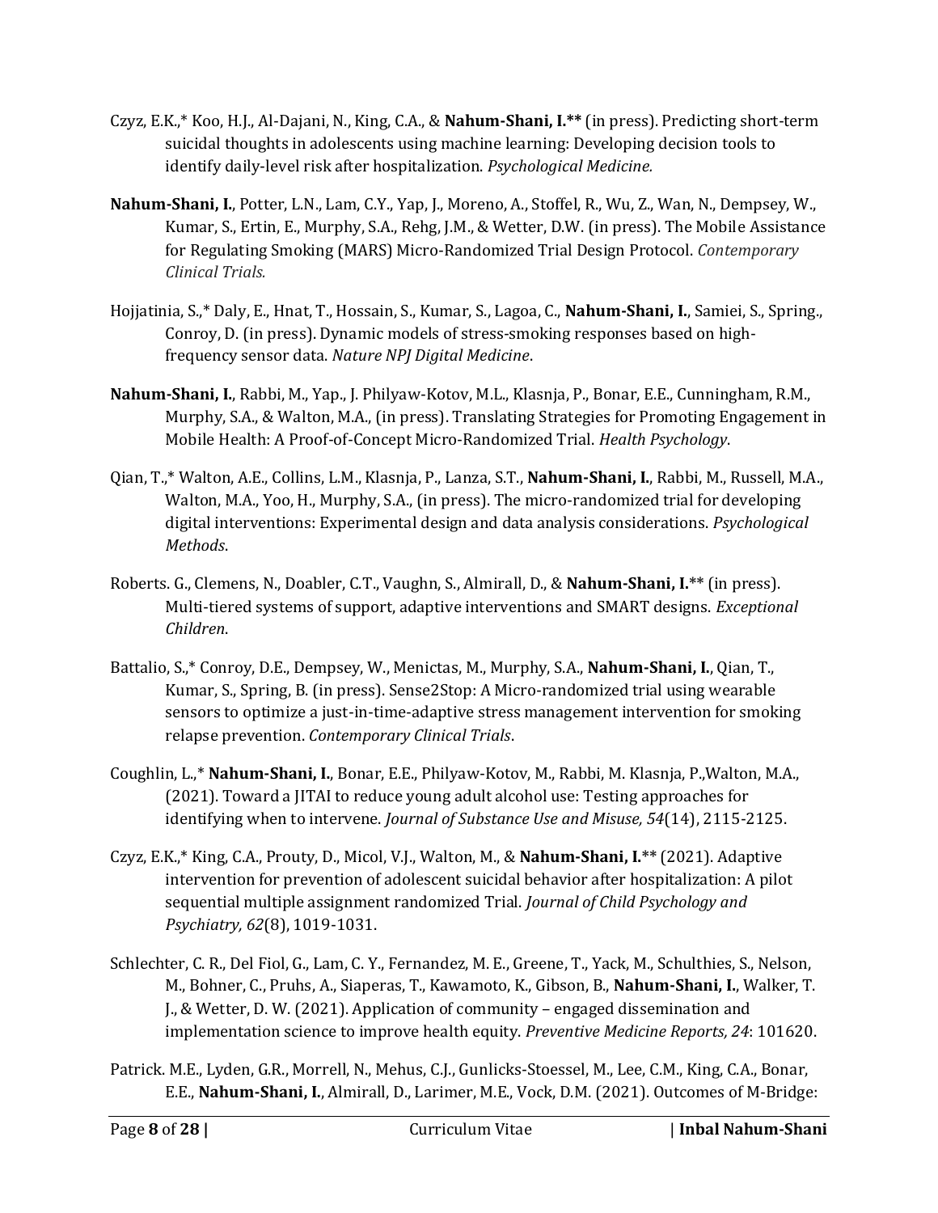Czyz, E.K.,* Koo, H.J., Al-Dajani, N., King, C.A., & **Nahum-Shani, I.**** (in press). Predicting short-term suicidal thoughts in adolescents using machine learning: Developing decision tools to identify daily-level risk after hospitalization. *Psychological Medicine.*

**Nahum-Shani, I.**, Potter, L.N., Lam, C.Y., Yap, J., Moreno, A., Stoffel, R., Wu, Z., Wan, N., Dempsey, W., Kumar, S., Ertin, E., Murphy, S.A., Rehg, J.M., & Wetter, D.W. (in press). The Mobile Assistance for Regulating Smoking (MARS) Micro-Randomized Trial Design Protocol. *Contemporary Clinical Trials.*

Hojjatinia, S.,* Daly, E., Hnat, T., Hossain, S., Kumar, S., Lagoa, C., **Nahum-Shani, I.**, Samiei, S., Spring., Conroy, D. (in press). Dynamic models of stress-smoking responses based on high-frequency sensor data. *Nature NPJ Digital Medicine*.

**Nahum-Shani, I.**, Rabbi, M., Yap., J. Philyaw-Kotov, M.L., Klasnja, P., Bonar, E.E., Cunningham, R.M., Murphy, S.A., & Walton, M.A., (in press). Translating Strategies for Promoting Engagement in Mobile Health: A Proof-of-Concept Micro-Randomized Trial. *Health Psychology*.

Qian, T.,* Walton, A.E., Collins, L.M., Klasnja, P., Lanza, S.T., **Nahum-Shani, I.**, Rabbi, M., Russell, M.A., Walton, M.A., Yoo, H., Murphy, S.A., (in press). The micro-randomized trial for developing digital interventions: Experimental design and data analysis considerations. *Psychological Methods*.

Roberts. G., Clemens, N., Doabler, C.T., Vaughn, S., Almirall, D., & **Nahum-Shani, I.**** (in press). Multi-tiered systems of support, adaptive interventions and SMART designs. *Exceptional Children*.

Battalio, S.,* Conroy, D.E., Dempsey, W., Menictas, M., Murphy, S.A., **Nahum-Shani, I.**, Qian, T., Kumar, S., Spring, B. (in press). Sense2Stop: A Micro-randomized trial using wearable sensors to optimize a just-in-time-adaptive stress management intervention for smoking relapse prevention. *Contemporary Clinical Trials*.

Coughlin, L.,* **Nahum-Shani, I.**, Bonar, E.E., Philyaw-Kotov, M., Rabbi, M. Klasnja, P.,Walton, M.A., (2021). Toward a JITAI to reduce young adult alcohol use: Testing approaches for identifying when to intervene. *Journal of Substance Use and Misuse, 54*(14), 2115-2125.

Czyz, E.K.,* King, C.A., Prouty, D., Micol, V.J., Walton, M., & **Nahum-Shani, I.**** (2021). Adaptive intervention for prevention of adolescent suicidal behavior after hospitalization: A pilot sequential multiple assignment randomized Trial. *Journal of Child Psychology and Psychiatry, 62*(8), 1019-1031.

Schlechter, C. R., Del Fiol, G., Lam, C. Y., Fernandez, M. E., Greene, T., Yack, M., Schulthies, S., Nelson, M., Bohner, C., Pruhs, A., Siaperas, T., Kawamoto, K., Gibson, B., **Nahum-Shani, I.**, Walker, T. J., & Wetter, D. W. (2021). Application of community – engaged dissemination and implementation science to improve health equity. *Preventive Medicine Reports, 24*: 101620.

Patrick. M.E., Lyden, G.R., Morrell, N., Mehus, C.J., Gunlicks-Stoessel, M., Lee, C.M., King, C.A., Bonar, E.E., **Nahum-Shani, I.**, Almirall, D., Larimer, M.E., Vock, D.M. (2021). Outcomes of M-Bridge: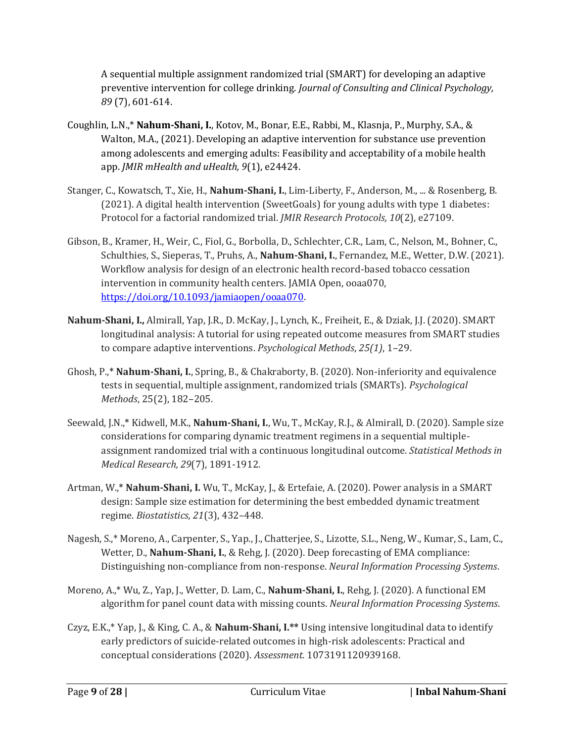A sequential multiple assignment randomized trial (SMART) for developing an adaptive preventive intervention for college drinking. *Journal of Consulting and Clinical Psychology, 89* (7), 601-614.

Coughlin, L.N.,* **Nahum-Shani, I.**, Kotov, M., Bonar, E.E., Rabbi, M., Klasnja, P., Murphy, S.A., & Walton, M.A., (2021). Developing an adaptive intervention for substance use prevention among adolescents and emerging adults: Feasibility and acceptability of a mobile health app. *JMIR mHealth and uHealth, 9*(1), e24424.

Stanger, C., Kowatsch, T., Xie, H., **Nahum-Shani, I.**, Lim-Liberty, F., Anderson, M., ... & Rosenberg, B. (2021). A digital health intervention (SweetGoals) for young adults with type 1 diabetes: Protocol for a factorial randomized trial. *JMIR Research Protocols, 10*(2), e27109.

Gibson, B., Kramer, H., Weir, C., Fiol, G., Borbolla, D., Schlechter, C.R., Lam, C., Nelson, M., Bohner, C., Schulthies, S., Sieperas, T., Pruhs, A., **Nahum-Shani, I.**, Fernandez, M.E., Wetter, D.W. (2021). Workflow analysis for design of an electronic health record-based tobacco cessation intervention in community health centers. JAMIA Open, ooaa070, [https://doi.org/10.1093/jamiaopen/ooaa070](https://doi.org/10.1093/jamiaopen/ooaa070).

**Nahum-Shani, I.,** Almirall, Yap, J.R., D. McKay, J., Lynch, K., Freiheit, E., & Dziak, J.J. (2020). SMART longitudinal analysis: A tutorial for using repeated outcome measures from SMART studies to compare adaptive interventions. *Psychological Methods*, *25(1)*, 1–29.

Ghosh, P.,* **Nahum-Shani, I.**, Spring, B., & Chakraborty, B. (2020). Non-inferiority and equivalence tests in sequential, multiple assignment, randomized trials (SMARTs). *Psychological Methods*, 25(2), 182–205.

Seewald, J.N.,* Kidwell, M.K., **Nahum-Shani, I.**, Wu, T., McKay, R.J., & Almirall, D. (2020). Sample size considerations for comparing dynamic treatment regimens in a sequential multiple-assignment randomized trial with a continuous longitudinal outcome. *Statistical Methods in Medical Research, 29*(7), 1891-1912.

Artman, W.,* **Nahum-Shani, I.** Wu, T., McKay, J., & Ertefaie, A. (2020). Power analysis in a SMART design: Sample size estimation for determining the best embedded dynamic treatment regime. *Biostatistics, 21*(3), 432–448.

Nagesh, S.,* Moreno, A., Carpenter, S., Yap., J., Chatterjee, S., Lizotte, S.L., Neng, W., Kumar, S., Lam, C., Wetter, D., **Nahum-Shani, I.**, & Rehg, J. (2020). Deep forecasting of EMA compliance: Distinguishing non-compliance from non-response. *Neural Information Processing Systems*.

Moreno, A.,* Wu, Z., Yap, J., Wetter, D. Lam, C., **Nahum-Shani, I.**, Rehg, J. (2020). A functional EM algorithm for panel count data with missing counts. *Neural Information Processing Systems*.

Czyz, E.K.,* Yap, J., & King, C. A., & **Nahum-Shani, I.**** Using intensive longitudinal data to identify early predictors of suicide-related outcomes in high-risk adolescents: Practical and conceptual considerations (2020). *Assessment*. 1073191120939168.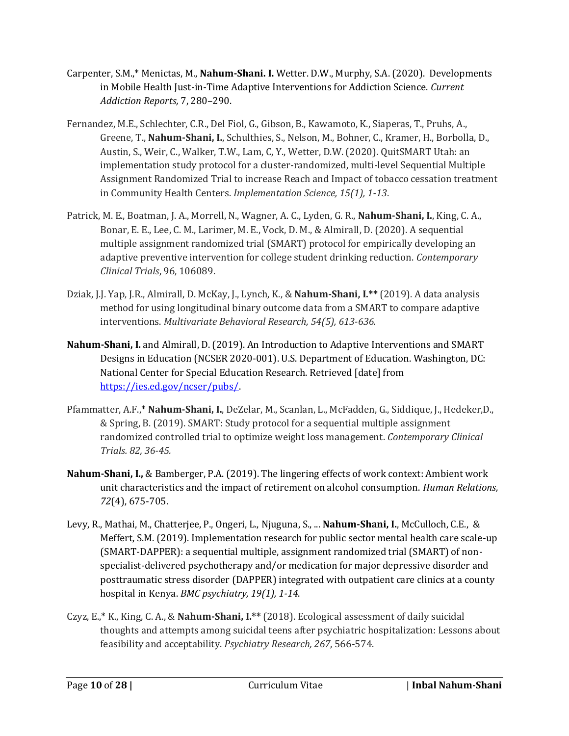Carpenter, S.M.,* Menictas, M., **Nahum-Shani. I.** Wetter. D.W., Murphy, S.A. (2020). Developments in Mobile Health Just-in-Time Adaptive Interventions for Addiction Science. *Current Addiction Reports,* 7, 280–290.

Fernandez, M.E., Schlechter, C.R., Del Fiol, G., Gibson, B., Kawamoto, K., Siaperas, T., Pruhs, A., Greene, T., **Nahum-Shani, I.**, Schulthies, S., Nelson, M., Bohner, C., Kramer, H., Borbolla, D., Austin, S., Weir, C., Walker, T.W., Lam, C, Y., Wetter, D.W. (2020). QuitSMART Utah: an implementation study protocol for a cluster-randomized, multi-level Sequential Multiple Assignment Randomized Trial to increase Reach and Impact of tobacco cessation treatment in Community Health Centers. *Implementation Science, 15(1), 1-13*.

Patrick, M. E., Boatman, J. A., Morrell, N., Wagner, A. C., Lyden, G. R., **Nahum-Shani, I.**, King, C. A., Bonar, E. E., Lee, C. M., Larimer, M. E., Vock, D. M., & Almirall, D. (2020). A sequential multiple assignment randomized trial (SMART) protocol for empirically developing an adaptive preventive intervention for college student drinking reduction. *Contemporary Clinical Trials*, 96, 106089.

Dziak, J.J. Yap, J.R., Almirall, D. McKay, J., Lynch, K., & **Nahum-Shani, I.**** (2019). A data analysis method for using longitudinal binary outcome data from a SMART to compare adaptive interventions. *Multivariate Behavioral Research, 54(5), 613-636.*

**Nahum-Shani, I.** and Almirall, D. (2019). An Introduction to Adaptive Interventions and SMART Designs in Education (NCSER 2020-001). U.S. Department of Education. Washington, DC: National Center for Special Education Research. Retrieved [date] from https://ies.ed.gov/ncser/pubs/.

Pfammatter, A.F.,* **Nahum-Shani, I.**, DeZelar, M., Scanlan, L., McFadden, G., Siddique, J., Hedeker,D., & Spring, B. (2019). SMART: Study protocol for a sequential multiple assignment randomized controlled trial to optimize weight loss management. *Contemporary Clinical Trials. 82, 36-45.*

**Nahum-Shani, I.,** & Bamberger, P.A. (2019). The lingering effects of work context: Ambient work unit characteristics and the impact of retirement on alcohol consumption. *Human Relations, 72*(4), 675-705.

Levy, R., Mathai, M., Chatterjee, P., Ongeri, L., Njuguna, S., ... **Nahum-Shani, I.**, McCulloch, C.E., & Meffert, S.M. (2019). Implementation research for public sector mental health care scale-up (SMART-DAPPER): a sequential multiple, assignment randomized trial (SMART) of non-specialist-delivered psychotherapy and/or medication for major depressive disorder and posttraumatic stress disorder (DAPPER) integrated with outpatient care clinics at a county hospital in Kenya. *BMC psychiatry, 19(1), 1-14*.

Czyz, E.,* K., King, C. A., & **Nahum-Shani, I.**** (2018). Ecological assessment of daily suicidal thoughts and attempts among suicidal teens after psychiatric hospitalization: Lessons about feasibility and acceptability. *Psychiatry Research, 267*, 566-574.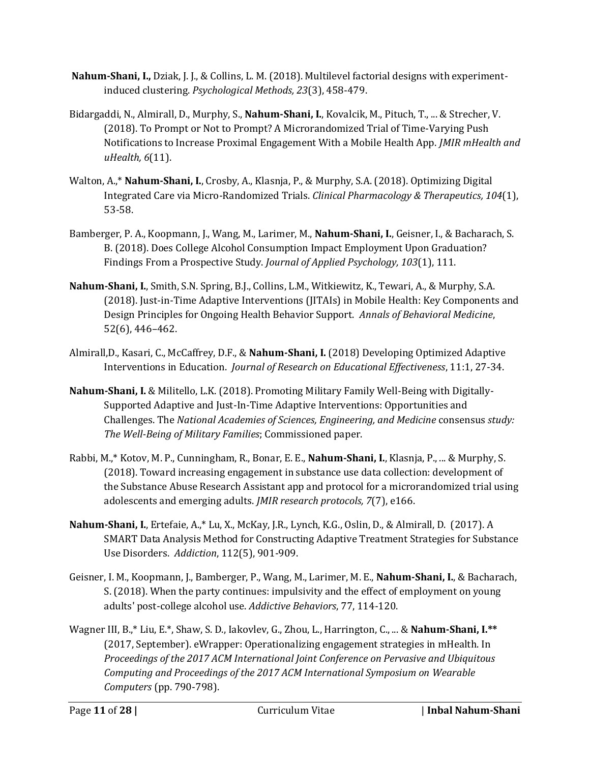**Nahum-Shani, I.,** Dziak, J. J., & Collins, L. M. (2018). Multilevel factorial designs with experiment-induced clustering. *Psychological Methods, 23*(3), 458-479.

Bidargaddi, N., Almirall, D., Murphy, S., **Nahum-Shani, I.**, Kovalcik, M., Pituch, T., ... & Strecher, V. (2018). To Prompt or Not to Prompt? A Microrandomized Trial of Time-Varying Push Notifications to Increase Proximal Engagement With a Mobile Health App. *JMIR mHealth and uHealth, 6*(11).

Walton, A.,* **Nahum-Shani, I.**, Crosby, A., Klasnja, P., & Murphy, S.A. (2018). Optimizing Digital Integrated Care via Micro-Randomized Trials. *Clinical Pharmacology & Therapeutics, 104*(1), 53-58.

Bamberger, P. A., Koopmann, J., Wang, M., Larimer, M., **Nahum-Shani, I.**, Geisner, I., & Bacharach, S. B. (2018). Does College Alcohol Consumption Impact Employment Upon Graduation? Findings From a Prospective Study. *Journal of Applied Psychology, 103*(1), 111.

**Nahum-Shani, I.**, Smith, S.N. Spring, B.J., Collins, L.M., Witkiewitz, K., Tewari, A., & Murphy, S.A. (2018). Just-in-Time Adaptive Interventions (JITAIs) in Mobile Health: Key Components and Design Principles for Ongoing Health Behavior Support. *Annals of Behavioral Medicine*, 52(6), 446–462.

Almirall,D., Kasari, C., McCaffrey, D.F., & **Nahum-Shani, I.** (2018) Developing Optimized Adaptive Interventions in Education. *Journal of Research on Educational Effectiveness*, 11:1, 27-34.

**Nahum-Shani, I.** & Militello, L.K. (2018). Promoting Military Family Well-Being with Digitally-Supported Adaptive and Just-In-Time Adaptive Interventions: Opportunities and Challenges. The *National Academies of Sciences, Engineering, and Medicine* consensus *study: The Well-Being of Military Families*; Commissioned paper.

Rabbi, M.,* Kotov, M. P., Cunningham, R., Bonar, E. E., **Nahum-Shani, I.**, Klasnja, P., ... & Murphy, S. (2018). Toward increasing engagement in substance use data collection: development of the Substance Abuse Research Assistant app and protocol for a microrandomized trial using adolescents and emerging adults. *JMIR research protocols, 7*(7), e166.

**Nahum-Shani, I.**, Ertefaie, A.,* Lu, X., McKay, J.R., Lynch, K.G., Oslin, D., & Almirall, D. (2017). A SMART Data Analysis Method for Constructing Adaptive Treatment Strategies for Substance Use Disorders. *Addiction*, 112(5), 901-909.

Geisner, I. M., Koopmann, J., Bamberger, P., Wang, M., Larimer, M. E., **Nahum-Shani, I.**, & Bacharach, S. (2018). When the party continues: impulsivity and the effect of employment on young adults' post-college alcohol use. *Addictive Behaviors*, 77, 114-120.

Wagner III, B.,* Liu, E.*, Shaw, S. D., Iakovlev, G., Zhou, L., Harrington, C., ... & **Nahum-Shani, I.**** (2017, September). eWrapper: Operationalizing engagement strategies in mHealth. In *Proceedings of the 2017 ACM International Joint Conference on Pervasive and Ubiquitous Computing and Proceedings of the 2017 ACM International Symposium on Wearable Computers* (pp. 790-798).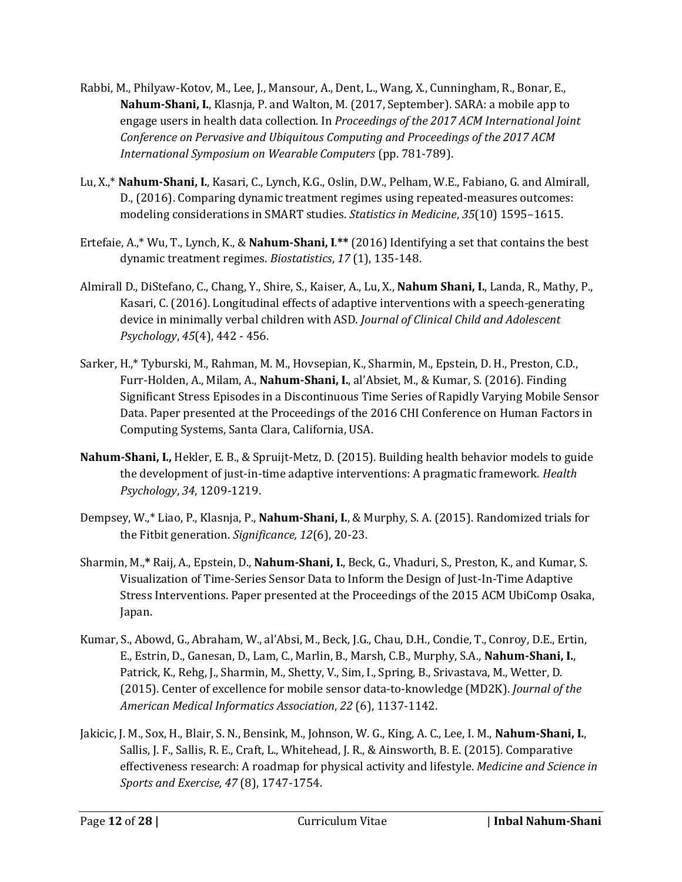Rabbi, M., Philyaw-Kotov, M., Lee, J., Mansour, A., Dent, L., Wang, X., Cunningham, R., Bonar, E., **Nahum-Shani, I.**, Klasnja, P. and Walton, M. (2017, September). SARA: a mobile app to engage users in health data collection. In *Proceedings of the 2017 ACM International Joint Conference on Pervasive and Ubiquitous Computing and Proceedings of the 2017 ACM International Symposium on Wearable Computers* (pp. 781-789).

Lu, X.,* **Nahum-Shani, I.**, Kasari, C., Lynch, K.G., Oslin, D.W., Pelham, W.E., Fabiano, G. and Almirall, D., (2016). Comparing dynamic treatment regimes using repeated-measures outcomes: modeling considerations in SMART studies. *Statistics in Medicine*, *35*(10) 1595–1615.

Ertefaie, A.,* Wu, T., Lynch, K., & **Nahum-Shani, I.\*\*** (2016) Identifying a set that contains the best dynamic treatment regimes. *Biostatistics*, *17* (1), 135-148.

Almirall D., DiStefano, C., Chang, Y., Shire, S., Kaiser, A., Lu, X., **Nahum Shani, I.**, Landa, R., Mathy, P., Kasari, C. (2016). Longitudinal effects of adaptive interventions with a speech-generating device in minimally verbal children with ASD. *Journal of Clinical Child and Adolescent Psychology*, *45*(4), 442 - 456.

Sarker, H.,* Tyburski, M., Rahman, M. M., Hovsepian, K., Sharmin, M., Epstein, D. H., Preston, C.D., Furr-Holden, A., Milam, A., **Nahum-Shani, I.**, al'Absiet, M., & Kumar, S. (2016). Finding Significant Stress Episodes in a Discontinuous Time Series of Rapidly Varying Mobile Sensor Data. Paper presented at the Proceedings of the 2016 CHI Conference on Human Factors in Computing Systems, Santa Clara, California, USA.

**Nahum-Shani, I.,** Hekler, E. B., & Spruijt-Metz, D. (2015). Building health behavior models to guide the development of just-in-time adaptive interventions: A pragmatic framework. *Health Psychology*, *34*, 1209-1219.

Dempsey, W.,* Liao, P., Klasnja, P., **Nahum-Shani, I.**, & Murphy, S. A. (2015). Randomized trials for the Fitbit generation. *Significance, 12*(6), 20-23.

Sharmin, M.,**\*** Raij, A., Epstein, D., **Nahum-Shani, I.**, Beck, G., Vhaduri, S., Preston, K., and Kumar, S. Visualization of Time-Series Sensor Data to Inform the Design of Just-In-Time Adaptive Stress Interventions. Paper presented at the Proceedings of the 2015 ACM UbiComp Osaka, Japan.

Kumar, S., Abowd, G., Abraham, W., al'Absi, M., Beck, J.G., Chau, D.H., Condie, T., Conroy, D.E., Ertin, E., Estrin, D., Ganesan, D., Lam, C., Marlin, B., Marsh, C.B., Murphy, S.A., **Nahum-Shani, I.**, Patrick, K., Rehg, J., Sharmin, M., Shetty, V., Sim, I., Spring, B., Srivastava, M., Wetter, D. (2015). Center of excellence for mobile sensor data-to-knowledge (MD2K). *Journal of the American Medical Informatics Association*, *22* (6), 1137-1142.

Jakicic, J. M., Sox, H., Blair, S. N., Bensink, M., Johnson, W. G., King, A. C., Lee, I. M., **Nahum-Shani, I.**, Sallis, J. F., Sallis, R. E., Craft, L., Whitehead, J. R., & Ainsworth, B. E. (2015). Comparative effectiveness research: A roadmap for physical activity and lifestyle. *Medicine and Science in Sports and Exercise, 47* (8), 1747-1754.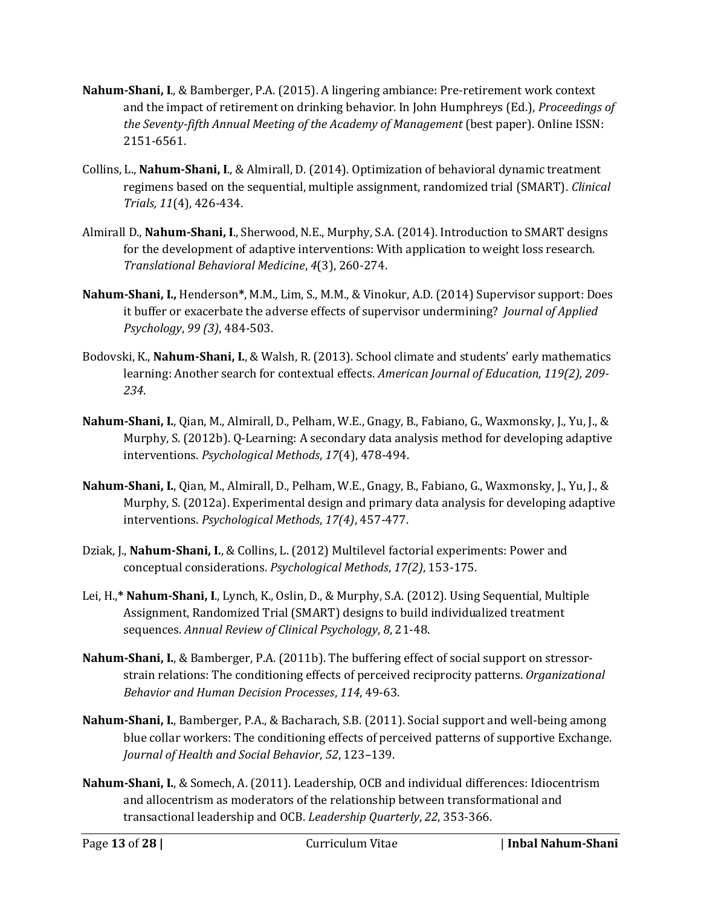**Nahum-Shani, I**., & Bamberger, P.A. (2015). A lingering ambiance: Pre-retirement work context and the impact of retirement on drinking behavior. In John Humphreys (Ed.), *Proceedings of the Seventy-fifth Annual Meeting of the Academy of Management* (best paper). Online ISSN: 2151-6561.

Collins, L., **Nahum-Shani, I**., & Almirall, D. (2014). Optimization of behavioral dynamic treatment regimens based on the sequential, multiple assignment, randomized trial (SMART). *Clinical Trials, 11*(4), 426-434.

Almirall D., **Nahum-Shani, I**., Sherwood, N.E., Murphy, S.A. (2014). Introduction to SMART designs for the development of adaptive interventions: With application to weight loss research. *Translational Behavioral Medicine*, *4*(3), 260-274.

**Nahum-Shani, I.,** Henderson**\***, M.M., Lim, S., M.M., & Vinokur, A.D. (2014) Supervisor support: Does it buffer or exacerbate the adverse effects of supervisor undermining? *Journal of Applied Psychology*, *99 (3)*, 484-503.

Bodovski, K., **Nahum-Shani, I.**, & Walsh, R. (2013). School climate and students' early mathematics learning: Another search for contextual effects. *American Journal of Education, 119(2), 209-234*.

**Nahum-Shani, I.**, Qian, M., Almirall, D., Pelham, W.E., Gnagy, B., Fabiano, G., Waxmonsky, J., Yu, J., & Murphy, S. (2012b). Q-Learning: A secondary data analysis method for developing adaptive interventions. *Psychological Methods*, *17*(4), 478-494.

**Nahum-Shani, I.**, Qian, M., Almirall, D., Pelham, W.E., Gnagy, B., Fabiano, G., Waxmonsky, J., Yu, J., & Murphy, S. (2012a). Experimental design and primary data analysis for developing adaptive interventions. *Psychological Methods*, *17(4)*, 457-477.

Dziak, J., **Nahum-Shani, I.**, & Collins, L. (2012) Multilevel factorial experiments: Power and conceptual considerations. *Psychological Methods*, *17(2)*, 153-175.

Lei, H.,**\* Nahum-Shani, I**., Lynch, K., Oslin, D., & Murphy, S.A. (2012). Using Sequential, Multiple Assignment, Randomized Trial (SMART) designs to build individualized treatment sequences. *Annual Review of Clinical Psychology*, *8*, 21-48.

**Nahum-Shani, I.**, & Bamberger, P.A. (2011b). The buffering effect of social support on stressor-strain relations: The conditioning effects of perceived reciprocity patterns. *Organizational Behavior and Human Decision Processes*, *114*, 49-63.

**Nahum-Shani, I.**, Bamberger, P.A., & Bacharach, S.B. (2011). Social support and well-being among blue collar workers: The conditioning effects of perceived patterns of supportive Exchange. *Journal of Health and Social Behavior*, *52*, 123–139.

**Nahum-Shani, I.**, & Somech, A. (2011). Leadership, OCB and individual differences: Idiocentrism and allocentrism as moderators of the relationship between transformational and transactional leadership and OCB. *Leadership Quarterly*, *22*, 353-366.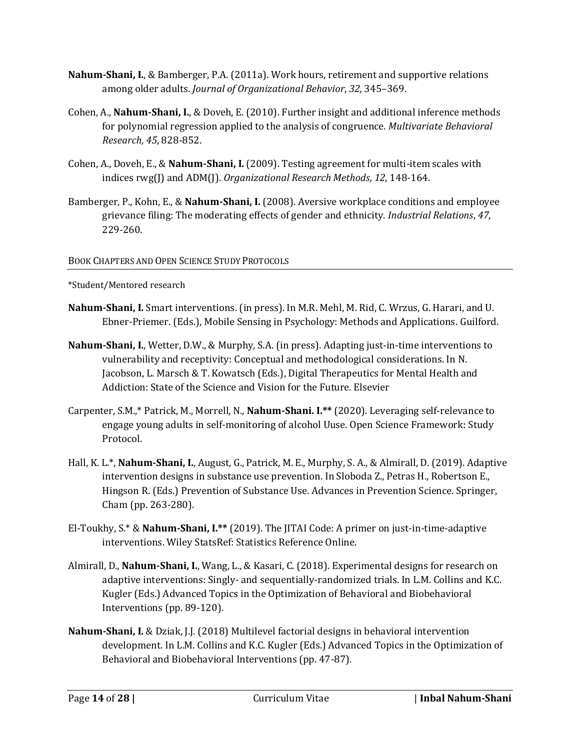**Nahum-Shani, I.**, & Bamberger, P.A. (2011a). Work hours, retirement and supportive relations among older adults. *Journal of Organizational Behavior*, *32,* 345–369.

Cohen, A., **Nahum-Shani, I.**, & Doveh, E. (2010). Further insight and additional inference methods for polynomial regression applied to the analysis of congruence. *Multivariate Behavioral Research, 45*, 828-852.

Cohen, A., Doveh, E., & **Nahum-Shani, I.** (2009). Testing agreement for multi-item scales with indices rwg(J) and ADM(J). *Organizational Research Methods, 12*, 148-164.

Bamberger, P., Kohn, E., & **Nahum-Shani, I.** (2008). Aversive workplace conditions and employee grievance filing: The moderating effects of gender and ethnicity. *Industrial Relations*, *47*, 229-260.

## Book Chapters and Open Science Study Protocols

*Student/Mentored research

**Nahum-Shani, I.** Smart interventions. (in press). In M.R. Mehl, M. Rid, C. Wrzus, G. Harari, and U. Ebner-Priemer. (Eds.), Mobile Sensing in Psychology: Methods and Applications. Guilford.

**Nahum-Shani, I.**, Wetter, D.W., & Murphy, S.A. (in press). Adapting just-in-time interventions to vulnerability and receptivity: Conceptual and methodological considerations. In N. Jacobson, L. Marsch & T. Kowatsch (Eds.), Digital Therapeutics for Mental Health and Addiction: State of the Science and Vision for the Future. Elsevier

Carpenter, S.M.,* Patrick, M., Morrell, N., **Nahum-Shani. I.**\*\* (2020). Leveraging self-relevance to engage young adults in self-monitoring of alcohol Uuse. Open Science Framework: Study Protocol.

Hall, K. L.*, **Nahum-Shani, I.**, August, G., Patrick, M. E., Murphy, S. A., & Almirall, D. (2019). Adaptive intervention designs in substance use prevention. In Sloboda Z., Petras H., Robertson E., Hingson R. (Eds.) Prevention of Substance Use. Advances in Prevention Science. Springer, Cham (pp. 263-280).

El-Toukhy, S.* & **Nahum-Shani, I.**\*\* (2019). The JITAI Code: A primer on just-in-time-adaptive interventions. Wiley StatsRef: Statistics Reference Online.

Almirall, D., **Nahum-Shani, I.**, Wang, L., & Kasari, C. (2018). Experimental designs for research on adaptive interventions: Singly- and sequentially-randomized trials. In L.M. Collins and K.C. Kugler (Eds.) Advanced Topics in the Optimization of Behavioral and Biobehavioral Interventions (pp. 89-120).

**Nahum-Shani, I.** & Dziak, J.J. (2018) Multilevel factorial designs in behavioral intervention development. In L.M. Collins and K.C. Kugler (Eds.) Advanced Topics in the Optimization of Behavioral and Biobehavioral Interventions (pp. 47-87).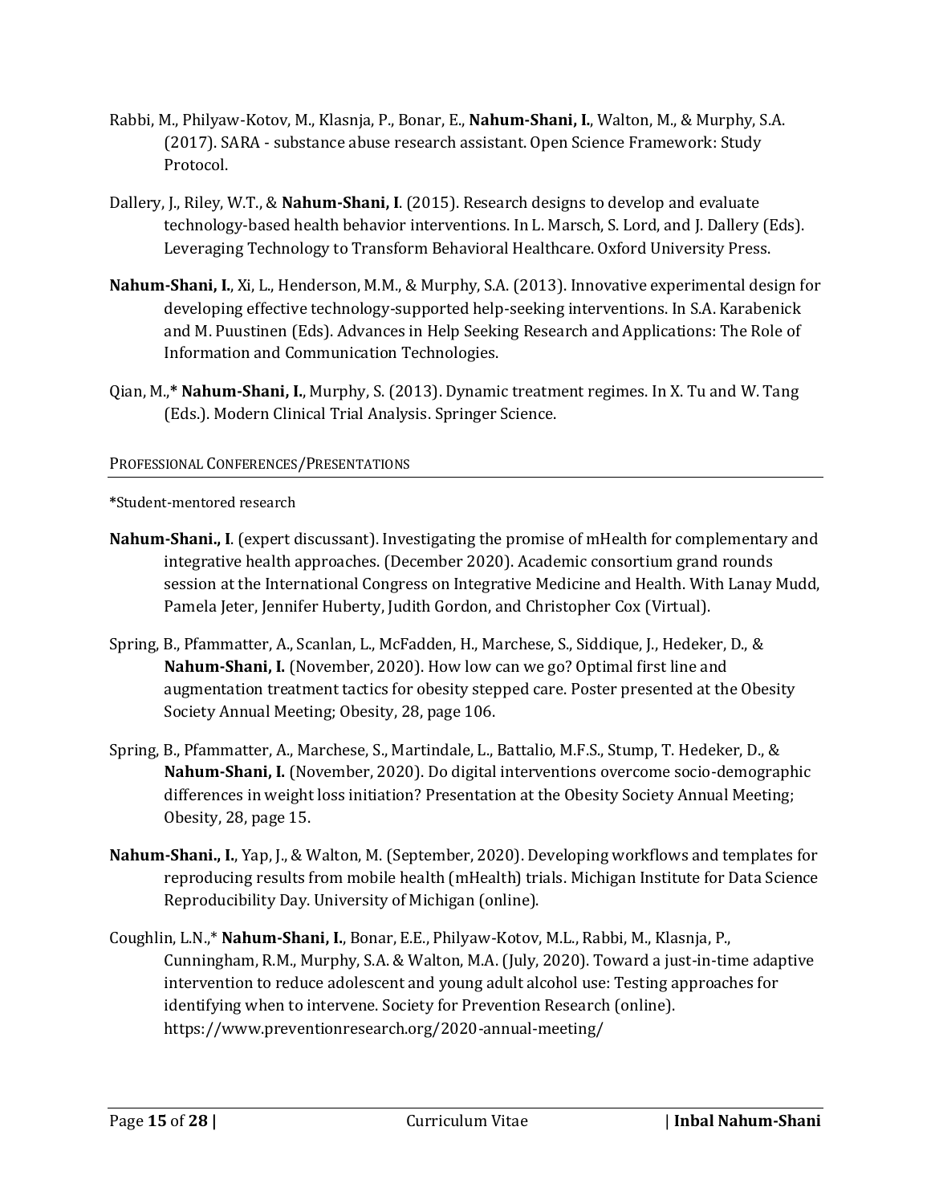Rabbi, M., Philyaw-Kotov, M., Klasnja, P., Bonar, E., **Nahum-Shani, I.**, Walton, M., & Murphy, S.A. (2017). SARA - substance abuse research assistant. Open Science Framework: Study Protocol.

Dallery, J., Riley, W.T., & **Nahum-Shani, I**. (2015). Research designs to develop and evaluate technology-based health behavior interventions. In L. Marsch, S. Lord, and J. Dallery (Eds). Leveraging Technology to Transform Behavioral Healthcare. Oxford University Press.

**Nahum-Shani, I.**, Xi, L., Henderson, M.M., & Murphy, S.A. (2013). Innovative experimental design for developing effective technology-supported help-seeking interventions. In S.A. Karabenick and M. Puustinen (Eds). Advances in Help Seeking Research and Applications: The Role of Information and Communication Technologies.

Qian, M.,* **Nahum-Shani, I.**, Murphy, S. (2013). Dynamic treatment regimes. In X. Tu and W. Tang (Eds.). Modern Clinical Trial Analysis. Springer Science.

## PROFESSIONAL CONFERENCES/PRESENTATIONS

*Student-mentored research

**Nahum-Shani., I**. (expert discussant). Investigating the promise of mHealth for complementary and integrative health approaches. (December 2020). Academic consortium grand rounds session at the International Congress on Integrative Medicine and Health. With Lanay Mudd, Pamela Jeter, Jennifer Huberty, Judith Gordon, and Christopher Cox (Virtual).

Spring, B., Pfammatter, A., Scanlan, L., McFadden, H., Marchese, S., Siddique, J., Hedeker, D., & **Nahum-Shani, I.** (November, 2020). How low can we go? Optimal first line and augmentation treatment tactics for obesity stepped care. Poster presented at the Obesity Society Annual Meeting; Obesity, 28, page 106.

Spring, B., Pfammatter, A., Marchese, S., Martindale, L., Battalio, M.F.S., Stump, T. Hedeker, D., & **Nahum-Shani, I.** (November, 2020). Do digital interventions overcome socio-demographic differences in weight loss initiation? Presentation at the Obesity Society Annual Meeting; Obesity, 28, page 15.

**Nahum-Shani., I.**, Yap, J., & Walton, M. (September, 2020). Developing workflows and templates for reproducing results from mobile health (mHealth) trials. Michigan Institute for Data Science Reproducibility Day. University of Michigan (online).

Coughlin, L.N.,* **Nahum-Shani, I.**, Bonar, E.E., Philyaw-Kotov, M.L., Rabbi, M., Klasnja, P., Cunningham, R.M., Murphy, S.A. & Walton, M.A. (July, 2020). Toward a just-in-time adaptive intervention to reduce adolescent and young adult alcohol use: Testing approaches for identifying when to intervene. Society for Prevention Research (online). https://www.preventionresearch.org/2020-annual-meeting/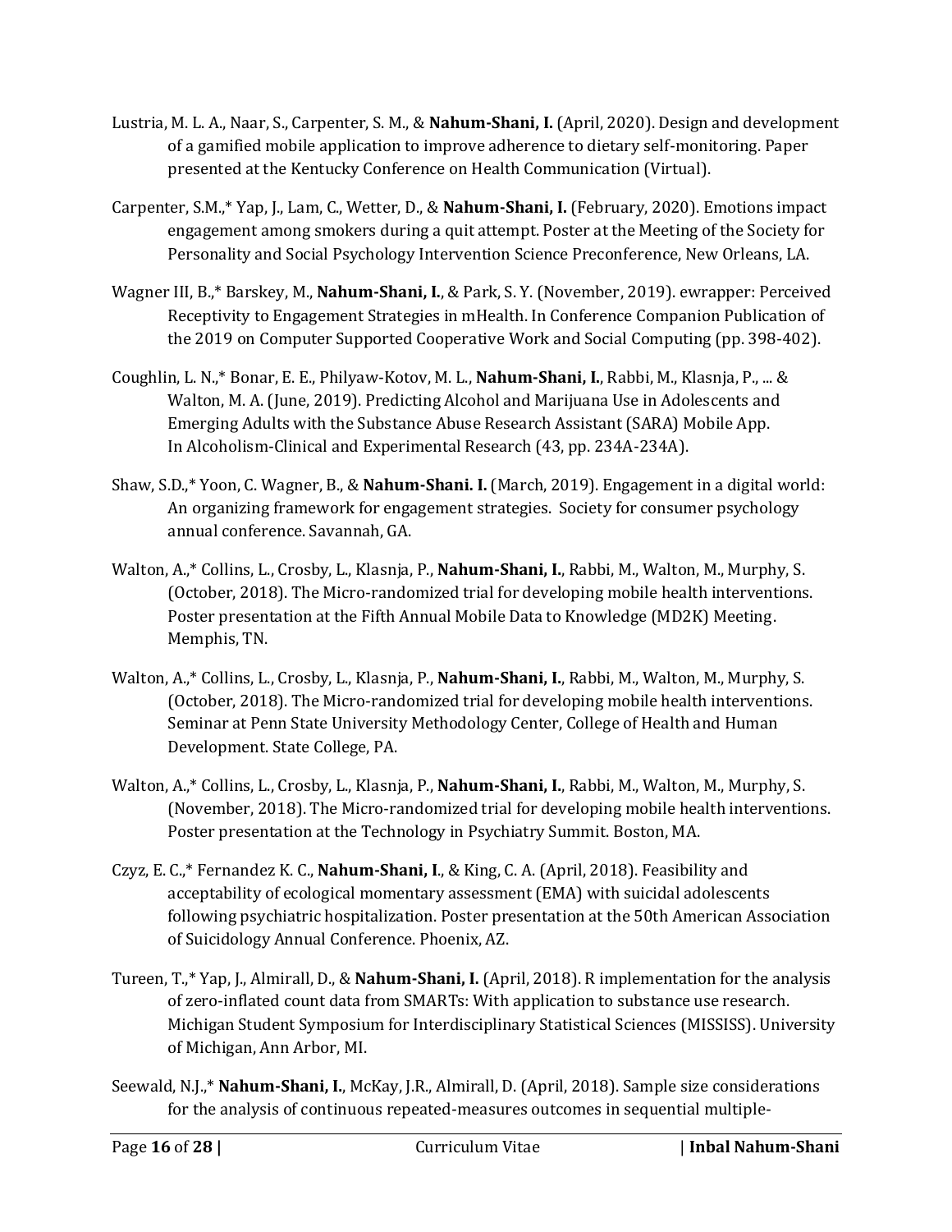Lustria, M. L. A., Naar, S., Carpenter, S. M., & **Nahum-Shani, I.** (April, 2020). Design and development of a gamified mobile application to improve adherence to dietary self-monitoring. Paper presented at the Kentucky Conference on Health Communication (Virtual).

Carpenter, S.M.,* Yap, J., Lam, C., Wetter, D., & **Nahum-Shani, I.** (February, 2020). Emotions impact engagement among smokers during a quit attempt. Poster at the Meeting of the Society for Personality and Social Psychology Intervention Science Preconference, New Orleans, LA.

Wagner III, B.,* Barskey, M., **Nahum-Shani, I.**, & Park, S. Y. (November, 2019). ewrapper: Perceived Receptivity to Engagement Strategies in mHealth. In Conference Companion Publication of the 2019 on Computer Supported Cooperative Work and Social Computing (pp. 398-402).

Coughlin, L. N.,* Bonar, E. E., Philyaw-Kotov, M. L., **Nahum-Shani, I.**, Rabbi, M., Klasnja, P., ... & Walton, M. A. (June, 2019). Predicting Alcohol and Marijuana Use in Adolescents and Emerging Adults with the Substance Abuse Research Assistant (SARA) Mobile App. In Alcoholism-Clinical and Experimental Research (43, pp. 234A-234A).

Shaw, S.D.,* Yoon, C. Wagner, B., & **Nahum-Shani. I.** (March, 2019). Engagement in a digital world: An organizing framework for engagement strategies. Society for consumer psychology annual conference. Savannah, GA.

Walton, A.,* Collins, L., Crosby, L., Klasnja, P., **Nahum-Shani, I.**, Rabbi, M., Walton, M., Murphy, S. (October, 2018). The Micro-randomized trial for developing mobile health interventions. Poster presentation at the Fifth Annual Mobile Data to Knowledge (MD2K) Meeting. Memphis, TN.

Walton, A.,* Collins, L., Crosby, L., Klasnja, P., **Nahum-Shani, I.**, Rabbi, M., Walton, M., Murphy, S. (October, 2018). The Micro-randomized trial for developing mobile health interventions. Seminar at Penn State University Methodology Center, College of Health and Human Development. State College, PA.

Walton, A.,* Collins, L., Crosby, L., Klasnja, P., **Nahum-Shani, I.**, Rabbi, M., Walton, M., Murphy, S. (November, 2018). The Micro-randomized trial for developing mobile health interventions. Poster presentation at the Technology in Psychiatry Summit. Boston, MA.

Czyz, E. C.,* Fernandez K. C., **Nahum-Shani, I.**, & King, C. A. (April, 2018). Feasibility and acceptability of ecological momentary assessment (EMA) with suicidal adolescents following psychiatric hospitalization. Poster presentation at the 50th American Association of Suicidology Annual Conference. Phoenix, AZ.

Tureen, T.,* Yap, J., Almirall, D., & **Nahum-Shani, I.** (April, 2018). R implementation for the analysis of zero-inflated count data from SMARTs: With application to substance use research. Michigan Student Symposium for Interdisciplinary Statistical Sciences (MISSISS). University of Michigan, Ann Arbor, MI.

Seewald, N.J.,* **Nahum-Shani, I.**, McKay, J.R., Almirall, D. (April, 2018). Sample size considerations for the analysis of continuous repeated-measures outcomes in sequential multiple-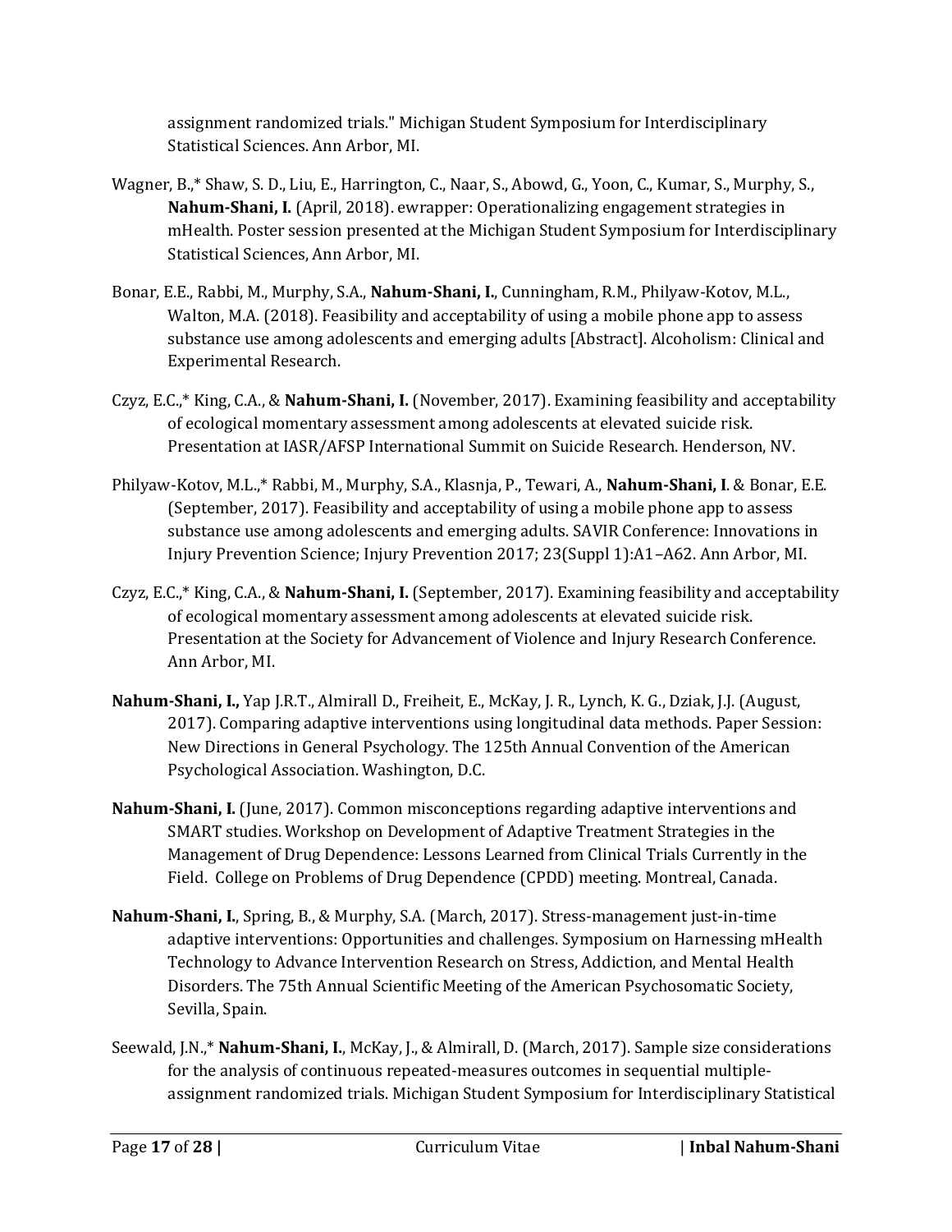assignment randomized trials." Michigan Student Symposium for Interdisciplinary Statistical Sciences. Ann Arbor, MI.

Wagner, B.,* Shaw, S. D., Liu, E., Harrington, C., Naar, S., Abowd, G., Yoon, C., Kumar, S., Murphy, S., **Nahum-Shani, I.** (April, 2018). ewrapper: Operationalizing engagement strategies in mHealth. Poster session presented at the Michigan Student Symposium for Interdisciplinary Statistical Sciences, Ann Arbor, MI.

Bonar, E.E., Rabbi, M., Murphy, S.A., **Nahum-Shani, I.**, Cunningham, R.M., Philyaw-Kotov, M.L., Walton, M.A. (2018). Feasibility and acceptability of using a mobile phone app to assess substance use among adolescents and emerging adults [Abstract]. Alcoholism: Clinical and Experimental Research.

Czyz, E.C.,* King, C.A., & **Nahum-Shani, I.** (November, 2017). Examining feasibility and acceptability of ecological momentary assessment among adolescents at elevated suicide risk. Presentation at IASR/AFSP International Summit on Suicide Research. Henderson, NV.

Philyaw-Kotov, M.L.,* Rabbi, M., Murphy, S.A., Klasnja, P., Tewari, A., **Nahum-Shani, I**. & Bonar, E.E. (September, 2017). Feasibility and acceptability of using a mobile phone app to assess substance use among adolescents and emerging adults. SAVIR Conference: Innovations in Injury Prevention Science; Injury Prevention 2017; 23(Suppl 1):A1–A62. Ann Arbor, MI.

Czyz, E.C.,* King, C.A., & **Nahum-Shani, I.** (September, 2017). Examining feasibility and acceptability of ecological momentary assessment among adolescents at elevated suicide risk. Presentation at the Society for Advancement of Violence and Injury Research Conference. Ann Arbor, MI.

**Nahum-Shani, I.,** Yap J.R.T., Almirall D., Freiheit, E., McKay, J. R., Lynch, K. G., Dziak, J.J. (August, 2017). Comparing adaptive interventions using longitudinal data methods. Paper Session: New Directions in General Psychology. The 125th Annual Convention of the American Psychological Association. Washington, D.C.

**Nahum-Shani, I.** (June, 2017). Common misconceptions regarding adaptive interventions and SMART studies. Workshop on Development of Adaptive Treatment Strategies in the Management of Drug Dependence: Lessons Learned from Clinical Trials Currently in the Field. College on Problems of Drug Dependence (CPDD) meeting. Montreal, Canada.

**Nahum-Shani, I.**, Spring, B., & Murphy, S.A. (March, 2017). Stress-management just-in-time adaptive interventions: Opportunities and challenges. Symposium on Harnessing mHealth Technology to Advance Intervention Research on Stress, Addiction, and Mental Health Disorders. The 75th Annual Scientific Meeting of the American Psychosomatic Society, Sevilla, Spain.

Seewald, J.N.,* **Nahum-Shani, I.**, McKay, J., & Almirall, D. (March, 2017). Sample size considerations for the analysis of continuous repeated-measures outcomes in sequential multiple-assignment randomized trials. Michigan Student Symposium for Interdisciplinary Statistical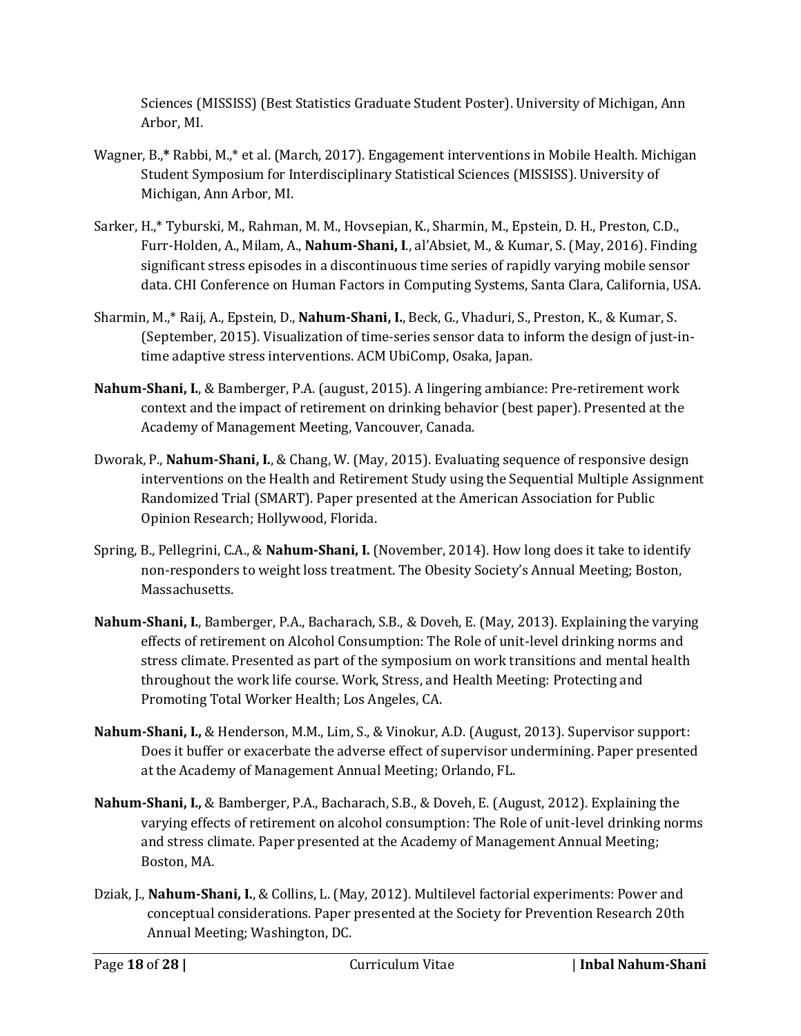Sciences (MISSISS) (Best Statistics Graduate Student Poster). University of Michigan, Ann Arbor, MI.

Wagner, B.,* Rabbi, M.,* et al. (March, 2017). Engagement interventions in Mobile Health. Michigan Student Symposium for Interdisciplinary Statistical Sciences (MISSISS). University of Michigan, Ann Arbor, MI.

Sarker, H.,* Tyburski, M., Rahman, M. M., Hovsepian, K., Sharmin, M., Epstein, D. H., Preston, C.D., Furr-Holden, A., Milam, A., **Nahum-Shani, I**., al'Absiet, M., & Kumar, S. (May, 2016). Finding significant stress episodes in a discontinuous time series of rapidly varying mobile sensor data. CHI Conference on Human Factors in Computing Systems, Santa Clara, California, USA.

Sharmin, M.,* Raij, A., Epstein, D., **Nahum-Shani, I.**, Beck, G., Vhaduri, S., Preston, K., & Kumar, S. (September, 2015). Visualization of time-series sensor data to inform the design of just-in-time adaptive stress interventions. ACM UbiComp, Osaka, Japan.

**Nahum-Shani, I.**, & Bamberger, P.A. (august, 2015). A lingering ambiance: Pre-retirement work context and the impact of retirement on drinking behavior (best paper). Presented at the Academy of Management Meeting, Vancouver, Canada.

Dworak, P., **Nahum-Shani, I.**, & Chang, W. (May, 2015). Evaluating sequence of responsive design interventions on the Health and Retirement Study using the Sequential Multiple Assignment Randomized Trial (SMART). Paper presented at the American Association for Public Opinion Research; Hollywood, Florida.

Spring, B., Pellegrini, C.A., & **Nahum-Shani, I.** (November, 2014). How long does it take to identify non-responders to weight loss treatment. The Obesity Society's Annual Meeting; Boston, Massachusetts.

**Nahum-Shani, I.**, Bamberger, P.A., Bacharach, S.B., & Doveh, E. (May, 2013). Explaining the varying effects of retirement on Alcohol Consumption: The Role of unit-level drinking norms and stress climate. Presented as part of the symposium on work transitions and mental health throughout the work life course. Work, Stress, and Health Meeting: Protecting and Promoting Total Worker Health; Los Angeles, CA.

**Nahum-Shani, I.,** & Henderson, M.M., Lim, S., & Vinokur, A.D. (August, 2013). Supervisor support: Does it buffer or exacerbate the adverse effect of supervisor undermining. Paper presented at the Academy of Management Annual Meeting; Orlando, FL.

**Nahum-Shani, I.,** & Bamberger, P.A., Bacharach, S.B., & Doveh, E. (August, 2012). Explaining the varying effects of retirement on alcohol consumption: The Role of unit-level drinking norms and stress climate. Paper presented at the Academy of Management Annual Meeting; Boston, MA.

Dziak, J., **Nahum-Shani, I.**, & Collins, L. (May, 2012). Multilevel factorial experiments: Power and conceptual considerations. Paper presented at the Society for Prevention Research 20th Annual Meeting; Washington, DC.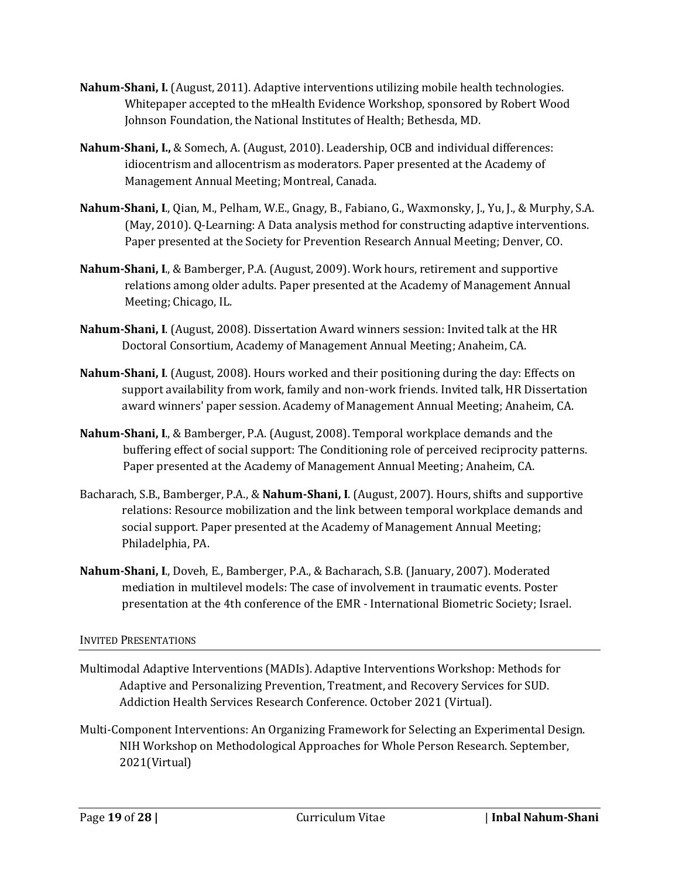**Nahum-Shani, I.** (August, 2011). Adaptive interventions utilizing mobile health technologies. Whitepaper accepted to the mHealth Evidence Workshop, sponsored by Robert Wood Johnson Foundation, the National Institutes of Health; Bethesda, MD.

**Nahum-Shani, I.,** & Somech, A. (August, 2010). Leadership, OCB and individual differences: idiocentrism and allocentrism as moderators. Paper presented at the Academy of Management Annual Meeting; Montreal, Canada.

**Nahum-Shani, I**., Qian, M., Pelham, W.E., Gnagy, B., Fabiano, G., Waxmonsky, J., Yu, J., & Murphy, S.A. (May, 2010). Q-Learning: A Data analysis method for constructing adaptive interventions. Paper presented at the Society for Prevention Research Annual Meeting; Denver, CO.

**Nahum-Shani, I**., & Bamberger, P.A. (August, 2009). Work hours, retirement and supportive relations among older adults. Paper presented at the Academy of Management Annual Meeting; Chicago, IL.

**Nahum-Shani, I**. (August, 2008). Dissertation Award winners session: Invited talk at the HR Doctoral Consortium, Academy of Management Annual Meeting; Anaheim, CA.

**Nahum-Shani, I**. (August, 2008). Hours worked and their positioning during the day: Effects on support availability from work, family and non-work friends. Invited talk, HR Dissertation award winners' paper session. Academy of Management Annual Meeting; Anaheim, CA.

**Nahum-Shani, I**., & Bamberger, P.A. (August, 2008). Temporal workplace demands and the buffering effect of social support: The Conditioning role of perceived reciprocity patterns. Paper presented at the Academy of Management Annual Meeting; Anaheim, CA.

Bacharach, S.B., Bamberger, P.A., & **Nahum-Shani, I**. (August, 2007). Hours, shifts and supportive relations: Resource mobilization and the link between temporal workplace demands and social support. Paper presented at the Academy of Management Annual Meeting; Philadelphia, PA.

**Nahum-Shani, I**., Doveh, E., Bamberger, P.A., & Bacharach, S.B. (January, 2007). Moderated mediation in multilevel models: The case of involvement in traumatic events. Poster presentation at the 4th conference of the EMR - International Biometric Society; Israel.

## Invited Presentations

Multimodal Adaptive Interventions (MADIs). Adaptive Interventions Workshop: Methods for Adaptive and Personalizing Prevention, Treatment, and Recovery Services for SUD. Addiction Health Services Research Conference. October 2021 (Virtual).

Multi-Component Interventions: An Organizing Framework for Selecting an Experimental Design. NIH Workshop on Methodological Approaches for Whole Person Research. September, 2021(Virtual)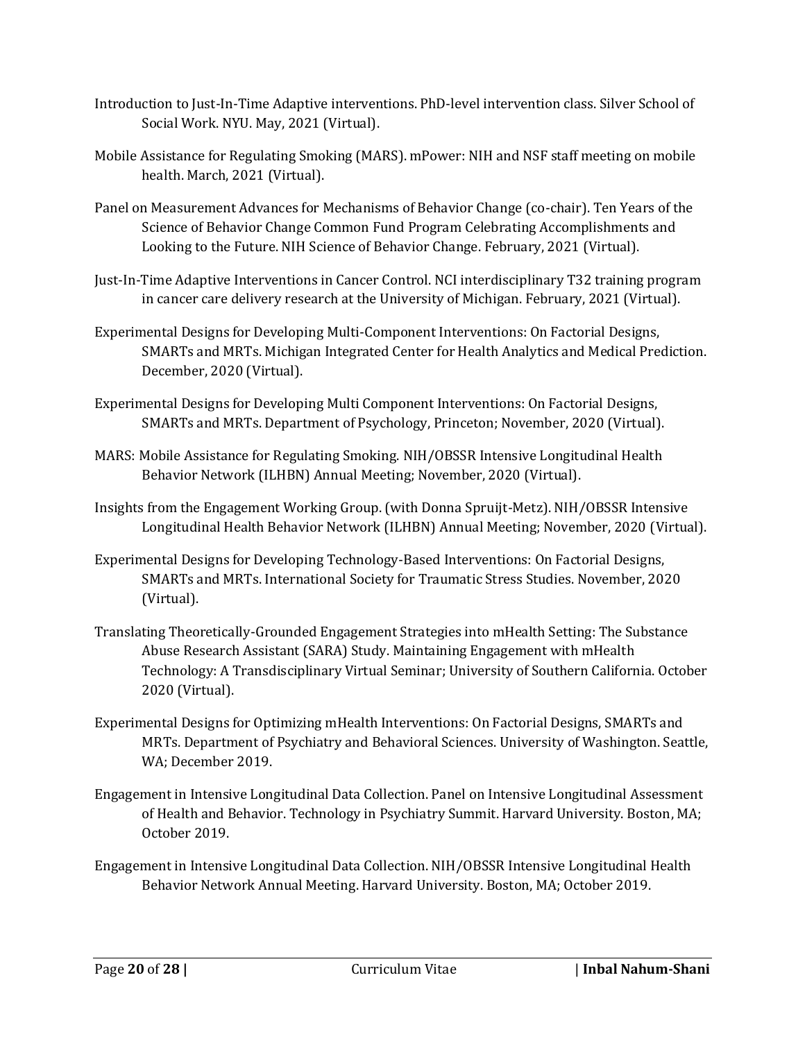Introduction to Just-In-Time Adaptive interventions. PhD-level intervention class. Silver School of Social Work. NYU. May, 2021 (Virtual).

Mobile Assistance for Regulating Smoking (MARS). mPower: NIH and NSF staff meeting on mobile health. March, 2021 (Virtual).

Panel on Measurement Advances for Mechanisms of Behavior Change (co-chair). Ten Years of the Science of Behavior Change Common Fund Program Celebrating Accomplishments and Looking to the Future. NIH Science of Behavior Change. February, 2021 (Virtual).

Just-In-Time Adaptive Interventions in Cancer Control. NCI interdisciplinary T32 training program in cancer care delivery research at the University of Michigan. February, 2021 (Virtual).

Experimental Designs for Developing Multi-Component Interventions: On Factorial Designs, SMARTs and MRTs. Michigan Integrated Center for Health Analytics and Medical Prediction. December, 2020 (Virtual).

Experimental Designs for Developing Multi Component Interventions: On Factorial Designs, SMARTs and MRTs. Department of Psychology, Princeton; November, 2020 (Virtual).

MARS: Mobile Assistance for Regulating Smoking. NIH/OBSSR Intensive Longitudinal Health Behavior Network (ILHBN) Annual Meeting; November, 2020 (Virtual).

Insights from the Engagement Working Group. (with Donna Spruijt-Metz). NIH/OBSSR Intensive Longitudinal Health Behavior Network (ILHBN) Annual Meeting; November, 2020 (Virtual).

Experimental Designs for Developing Technology-Based Interventions: On Factorial Designs, SMARTs and MRTs. International Society for Traumatic Stress Studies. November, 2020 (Virtual).

Translating Theoretically-Grounded Engagement Strategies into mHealth Setting: The Substance Abuse Research Assistant (SARA) Study. Maintaining Engagement with mHealth Technology: A Transdisciplinary Virtual Seminar; University of Southern California. October 2020 (Virtual).

Experimental Designs for Optimizing mHealth Interventions: On Factorial Designs, SMARTs and MRTs. Department of Psychiatry and Behavioral Sciences. University of Washington. Seattle, WA; December 2019.

Engagement in Intensive Longitudinal Data Collection. Panel on Intensive Longitudinal Assessment of Health and Behavior. Technology in Psychiatry Summit. Harvard University. Boston, MA; October 2019.

Engagement in Intensive Longitudinal Data Collection. NIH/OBSSR Intensive Longitudinal Health Behavior Network Annual Meeting. Harvard University. Boston, MA; October 2019.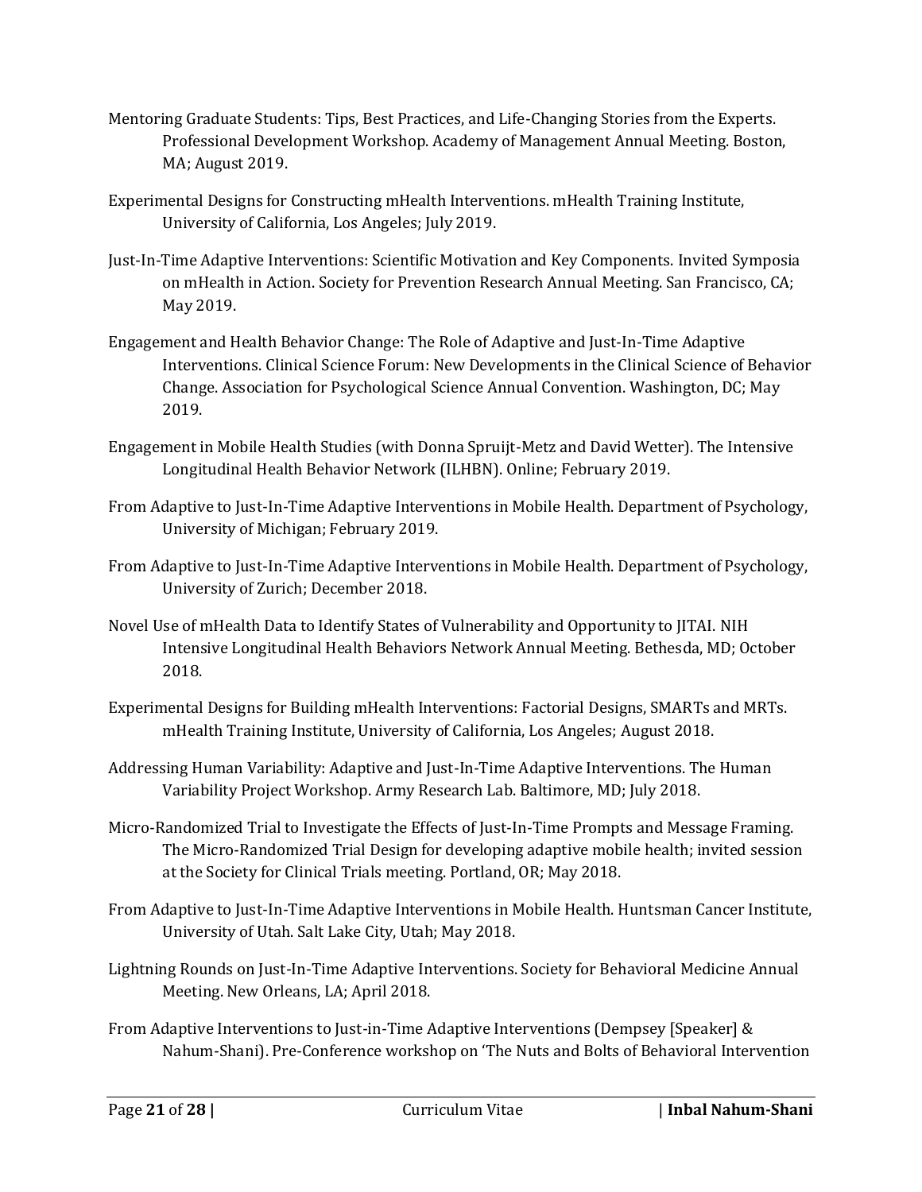Mentoring Graduate Students: Tips, Best Practices, and Life-Changing Stories from the Experts. Professional Development Workshop. Academy of Management Annual Meeting. Boston, MA; August 2019.

Experimental Designs for Constructing mHealth Interventions. mHealth Training Institute, University of California, Los Angeles; July 2019.

Just-In-Time Adaptive Interventions: Scientific Motivation and Key Components. Invited Symposia on mHealth in Action. Society for Prevention Research Annual Meeting. San Francisco, CA; May 2019.

Engagement and Health Behavior Change: The Role of Adaptive and Just-In-Time Adaptive Interventions. Clinical Science Forum: New Developments in the Clinical Science of Behavior Change. Association for Psychological Science Annual Convention. Washington, DC; May 2019.

Engagement in Mobile Health Studies (with Donna Spruijt-Metz and David Wetter). The Intensive Longitudinal Health Behavior Network (ILHBN). Online; February 2019.

From Adaptive to Just-In-Time Adaptive Interventions in Mobile Health. Department of Psychology, University of Michigan; February 2019.

From Adaptive to Just-In-Time Adaptive Interventions in Mobile Health. Department of Psychology, University of Zurich; December 2018.

Novel Use of mHealth Data to Identify States of Vulnerability and Opportunity to JITAI. NIH Intensive Longitudinal Health Behaviors Network Annual Meeting. Bethesda, MD; October 2018.

Experimental Designs for Building mHealth Interventions: Factorial Designs, SMARTs and MRTs. mHealth Training Institute, University of California, Los Angeles; August 2018.

Addressing Human Variability: Adaptive and Just-In-Time Adaptive Interventions. The Human Variability Project Workshop. Army Research Lab. Baltimore, MD; July 2018.

Micro-Randomized Trial to Investigate the Effects of Just-In-Time Prompts and Message Framing. The Micro-Randomized Trial Design for developing adaptive mobile health; invited session at the Society for Clinical Trials meeting. Portland, OR; May 2018.

From Adaptive to Just-In-Time Adaptive Interventions in Mobile Health. Huntsman Cancer Institute, University of Utah. Salt Lake City, Utah; May 2018.

Lightning Rounds on Just-In-Time Adaptive Interventions. Society for Behavioral Medicine Annual Meeting. New Orleans, LA; April 2018.

From Adaptive Interventions to Just-in-Time Adaptive Interventions (Dempsey [Speaker] & Nahum-Shani). Pre-Conference workshop on 'The Nuts and Bolts of Behavioral Intervention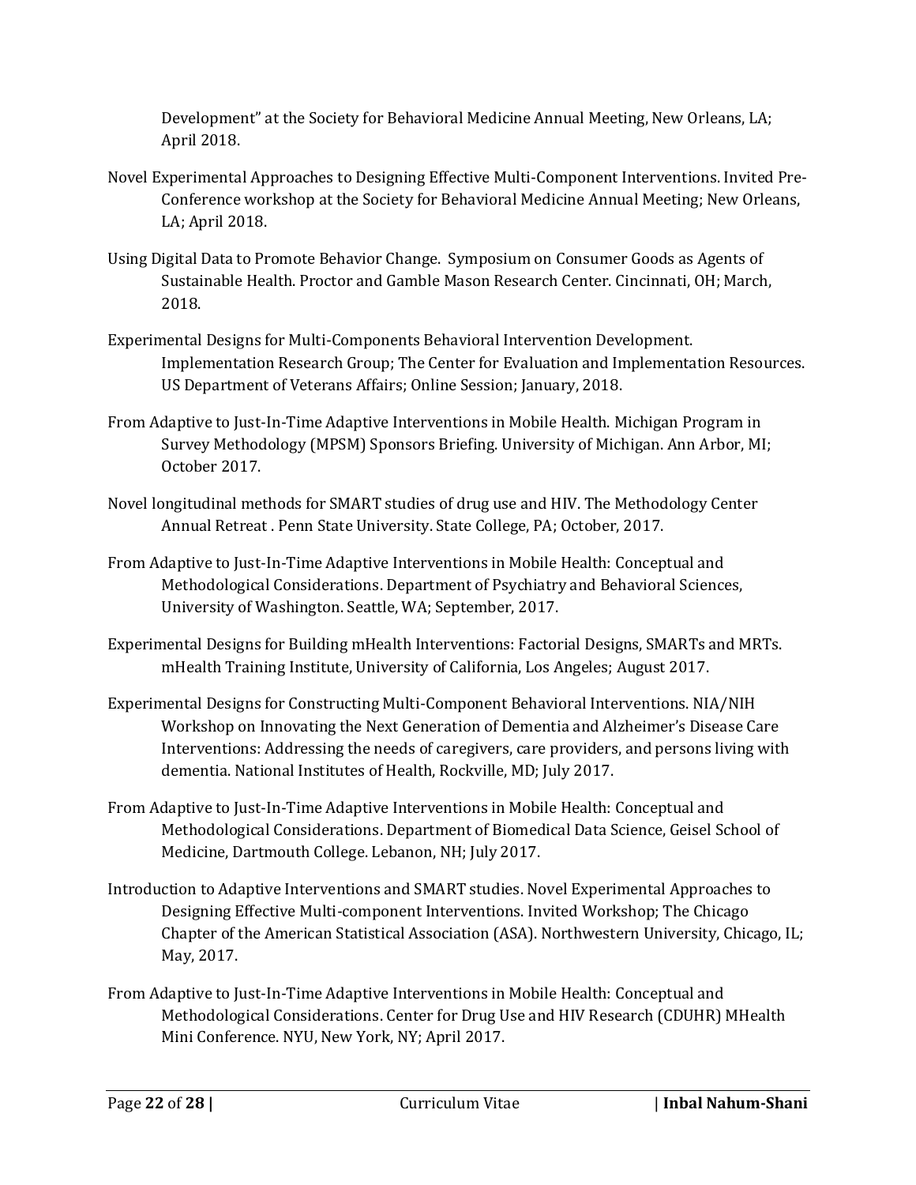Development" at the Society for Behavioral Medicine Annual Meeting, New Orleans, LA; April 2018.

Novel Experimental Approaches to Designing Effective Multi-Component Interventions. Invited Pre-Conference workshop at the Society for Behavioral Medicine Annual Meeting; New Orleans, LA; April 2018.

Using Digital Data to Promote Behavior Change. Symposium on Consumer Goods as Agents of Sustainable Health. Proctor and Gamble Mason Research Center. Cincinnati, OH; March, 2018.

Experimental Designs for Multi-Components Behavioral Intervention Development. Implementation Research Group; The Center for Evaluation and Implementation Resources. US Department of Veterans Affairs; Online Session; January, 2018.

From Adaptive to Just-In-Time Adaptive Interventions in Mobile Health. Michigan Program in Survey Methodology (MPSM) Sponsors Briefing. University of Michigan. Ann Arbor, MI; October 2017.

Novel longitudinal methods for SMART studies of drug use and HIV. The Methodology Center Annual Retreat . Penn State University. State College, PA; October, 2017.

From Adaptive to Just-In-Time Adaptive Interventions in Mobile Health: Conceptual and Methodological Considerations. Department of Psychiatry and Behavioral Sciences, University of Washington. Seattle, WA; September, 2017.

Experimental Designs for Building mHealth Interventions: Factorial Designs, SMARTs and MRTs. mHealth Training Institute, University of California, Los Angeles; August 2017.

Experimental Designs for Constructing Multi-Component Behavioral Interventions. NIA/NIH Workshop on Innovating the Next Generation of Dementia and Alzheimer's Disease Care Interventions: Addressing the needs of caregivers, care providers, and persons living with dementia. National Institutes of Health, Rockville, MD; July 2017.

From Adaptive to Just-In-Time Adaptive Interventions in Mobile Health: Conceptual and Methodological Considerations. Department of Biomedical Data Science, Geisel School of Medicine, Dartmouth College. Lebanon, NH; July 2017.

Introduction to Adaptive Interventions and SMART studies. Novel Experimental Approaches to Designing Effective Multi-component Interventions. Invited Workshop; The Chicago Chapter of the American Statistical Association (ASA). Northwestern University, Chicago, IL; May, 2017.

From Adaptive to Just-In-Time Adaptive Interventions in Mobile Health: Conceptual and Methodological Considerations. Center for Drug Use and HIV Research (CDUHR) MHealth Mini Conference. NYU, New York, NY; April 2017.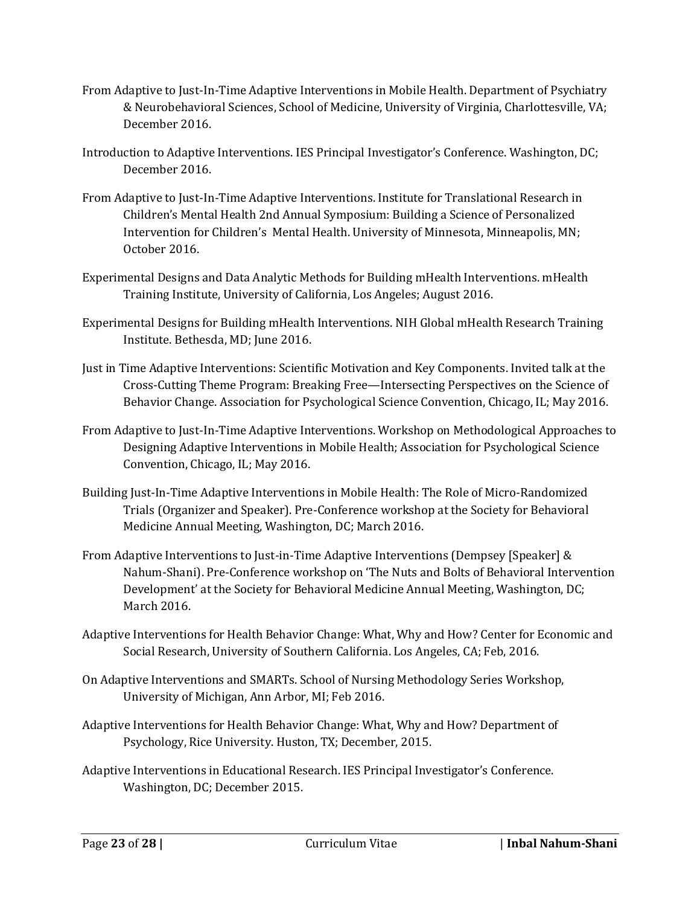From Adaptive to Just-In-Time Adaptive Interventions in Mobile Health. Department of Psychiatry & Neurobehavioral Sciences, School of Medicine, University of Virginia, Charlottesville, VA; December 2016.

Introduction to Adaptive Interventions. IES Principal Investigator's Conference. Washington, DC; December 2016.

From Adaptive to Just-In-Time Adaptive Interventions. Institute for Translational Research in Children's Mental Health 2nd Annual Symposium: Building a Science of Personalized Intervention for Children's Mental Health. University of Minnesota, Minneapolis, MN; October 2016.

Experimental Designs and Data Analytic Methods for Building mHealth Interventions. mHealth Training Institute, University of California, Los Angeles; August 2016.

Experimental Designs for Building mHealth Interventions. NIH Global mHealth Research Training Institute. Bethesda, MD; June 2016.

Just in Time Adaptive Interventions: Scientific Motivation and Key Components. Invited talk at the Cross-Cutting Theme Program: Breaking Free—Intersecting Perspectives on the Science of Behavior Change. Association for Psychological Science Convention, Chicago, IL; May 2016.

From Adaptive to Just-In-Time Adaptive Interventions. Workshop on Methodological Approaches to Designing Adaptive Interventions in Mobile Health; Association for Psychological Science Convention, Chicago, IL; May 2016.

Building Just-In-Time Adaptive Interventions in Mobile Health: The Role of Micro-Randomized Trials (Organizer and Speaker). Pre-Conference workshop at the Society for Behavioral Medicine Annual Meeting, Washington, DC; March 2016.

From Adaptive Interventions to Just-in-Time Adaptive Interventions (Dempsey [Speaker] & Nahum-Shani). Pre-Conference workshop on 'The Nuts and Bolts of Behavioral Intervention Development' at the Society for Behavioral Medicine Annual Meeting, Washington, DC; March 2016.

Adaptive Interventions for Health Behavior Change: What, Why and How? Center for Economic and Social Research, University of Southern California. Los Angeles, CA; Feb, 2016.

On Adaptive Interventions and SMARTs. School of Nursing Methodology Series Workshop, University of Michigan, Ann Arbor, MI; Feb 2016.

Adaptive Interventions for Health Behavior Change: What, Why and How? Department of Psychology, Rice University. Huston, TX; December, 2015.

Adaptive Interventions in Educational Research. IES Principal Investigator's Conference. Washington, DC; December 2015.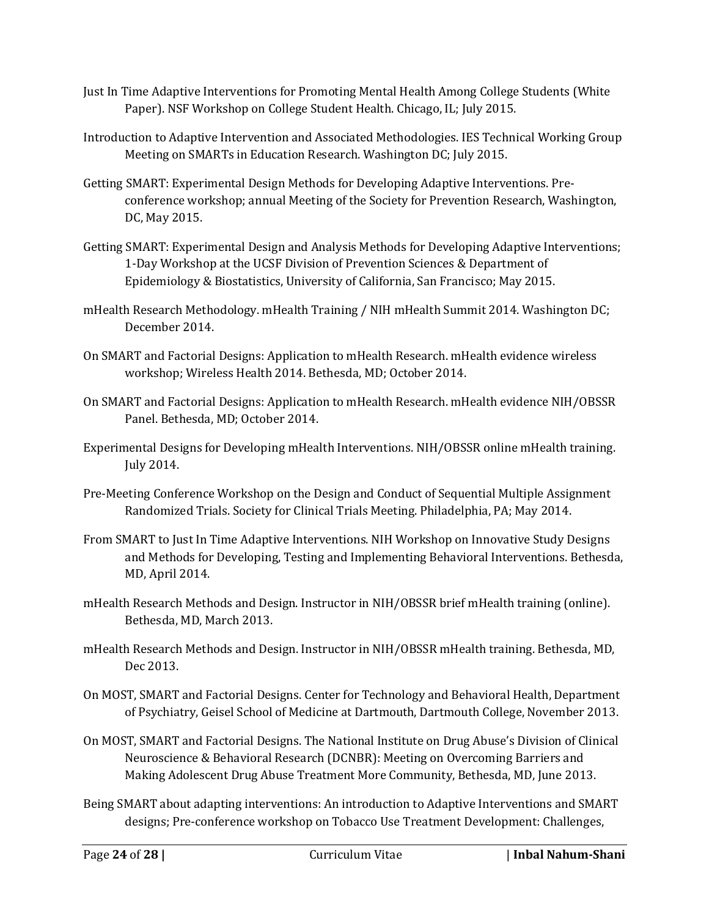Just In Time Adaptive Interventions for Promoting Mental Health Among College Students (White Paper). NSF Workshop on College Student Health. Chicago, IL; July 2015.

Introduction to Adaptive Intervention and Associated Methodologies. IES Technical Working Group Meeting on SMARTs in Education Research. Washington DC; July 2015.

Getting SMART: Experimental Design Methods for Developing Adaptive Interventions. Pre-conference workshop; annual Meeting of the Society for Prevention Research, Washington, DC, May 2015.

Getting SMART: Experimental Design and Analysis Methods for Developing Adaptive Interventions; 1-Day Workshop at the UCSF Division of Prevention Sciences & Department of Epidemiology & Biostatistics, University of California, San Francisco; May 2015.

mHealth Research Methodology. mHealth Training / NIH mHealth Summit 2014. Washington DC; December 2014.

On SMART and Factorial Designs: Application to mHealth Research. mHealth evidence wireless workshop; Wireless Health 2014. Bethesda, MD; October 2014.

On SMART and Factorial Designs: Application to mHealth Research. mHealth evidence NIH/OBSSR Panel. Bethesda, MD; October 2014.

Experimental Designs for Developing mHealth Interventions. NIH/OBSSR online mHealth training. July 2014.

Pre-Meeting Conference Workshop on the Design and Conduct of Sequential Multiple Assignment Randomized Trials. Society for Clinical Trials Meeting. Philadelphia, PA; May 2014.

From SMART to Just In Time Adaptive Interventions. NIH Workshop on Innovative Study Designs and Methods for Developing, Testing and Implementing Behavioral Interventions. Bethesda, MD, April 2014.

mHealth Research Methods and Design. Instructor in NIH/OBSSR brief mHealth training (online). Bethesda, MD, March 2013.

mHealth Research Methods and Design. Instructor in NIH/OBSSR mHealth training. Bethesda, MD, Dec 2013.

On MOST, SMART and Factorial Designs. Center for Technology and Behavioral Health, Department of Psychiatry, Geisel School of Medicine at Dartmouth, Dartmouth College, November 2013.

On MOST, SMART and Factorial Designs. The National Institute on Drug Abuse's Division of Clinical Neuroscience & Behavioral Research (DCNBR): Meeting on Overcoming Barriers and Making Adolescent Drug Abuse Treatment More Community, Bethesda, MD, June 2013.

Being SMART about adapting interventions: An introduction to Adaptive Interventions and SMART designs; Pre-conference workshop on Tobacco Use Treatment Development: Challenges,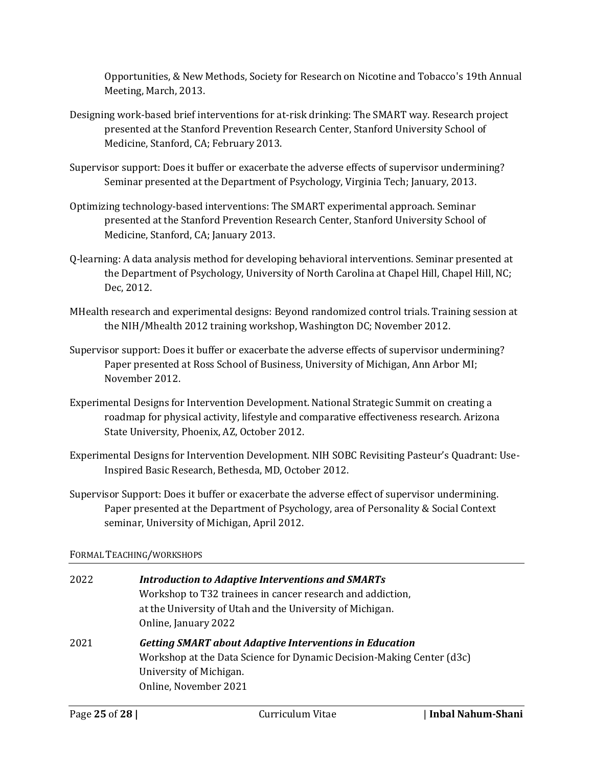Opportunities, & New Methods, Society for Research on Nicotine and Tobacco's 19th Annual Meeting, March, 2013.

Designing work-based brief interventions for at-risk drinking: The SMART way. Research project presented at the Stanford Prevention Research Center, Stanford University School of Medicine, Stanford, CA; February 2013.

Supervisor support: Does it buffer or exacerbate the adverse effects of supervisor undermining? Seminar presented at the Department of Psychology, Virginia Tech; January, 2013.

Optimizing technology-based interventions: The SMART experimental approach. Seminar presented at the Stanford Prevention Research Center, Stanford University School of Medicine, Stanford, CA; January 2013.

Q-learning: A data analysis method for developing behavioral interventions. Seminar presented at the Department of Psychology, University of North Carolina at Chapel Hill, Chapel Hill, NC; Dec, 2012.

MHealth research and experimental designs: Beyond randomized control trials. Training session at the NIH/Mhealth 2012 training workshop, Washington DC; November 2012.

Supervisor support: Does it buffer or exacerbate the adverse effects of supervisor undermining? Paper presented at Ross School of Business, University of Michigan, Ann Arbor MI; November 2012.

Experimental Designs for Intervention Development. National Strategic Summit on creating a roadmap for physical activity, lifestyle and comparative effectiveness research. Arizona State University, Phoenix, AZ, October 2012.

Experimental Designs for Intervention Development. NIH SOBC Revisiting Pasteur's Quadrant: Use-Inspired Basic Research, Bethesda, MD, October 2012.

Supervisor Support: Does it buffer or exacerbate the adverse effect of supervisor undermining. Paper presented at the Department of Psychology, area of Personality & Social Context seminar, University of Michigan, April 2012.

## FORMAL TEACHING/WORKSHOPS

2022 — ***Introduction to Adaptive Interventions and SMARTs***
Workshop to T32 trainees in cancer research and addiction, at the University of Utah and the University of Michigan.
Online, January 2022

2021 — ***Getting SMART about Adaptive Interventions in Education***
Workshop at the Data Science for Dynamic Decision-Making Center (d3c) University of Michigan.
Online, November 2021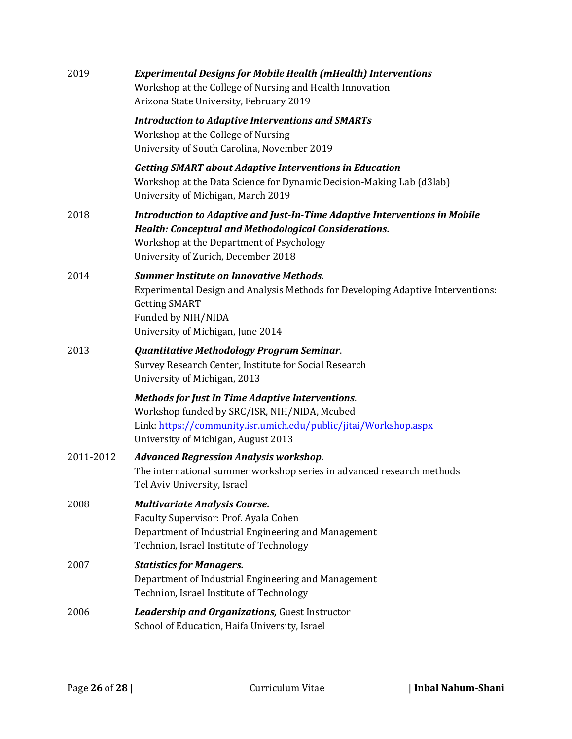2019 ***Experimental Designs for Mobile Health (mHealth) Interventions***
Workshop at the College of Nursing and Health Innovation
Arizona State University, February 2019

***Introduction to Adaptive Interventions and SMARTs***
Workshop at the College of Nursing
University of South Carolina, November 2019

***Getting SMART about Adaptive Interventions in Education***
Workshop at the Data Science for Dynamic Decision-Making Lab (d3lab)
University of Michigan, March 2019

2018 ***Introduction to Adaptive and Just-In-Time Adaptive Interventions in Mobile Health: Conceptual and Methodological Considerations.***
Workshop at the Department of Psychology
University of Zurich, December 2018

2014 ***Summer Institute on Innovative Methods.***
Experimental Design and Analysis Methods for Developing Adaptive Interventions: Getting SMART
Funded by NIH/NIDA
University of Michigan, June 2014

2013 ***Quantitative Methodology Program Seminar***.
Survey Research Center, Institute for Social Research
University of Michigan, 2013

***Methods for Just In Time Adaptive Interventions***.
Workshop funded by SRC/ISR, NIH/NIDA, Mcubed
Link: [https://community.isr.umich.edu/public/jitai/Workshop.aspx](https://community.isr.umich.edu/public/jitai/Workshop.aspx)
University of Michigan, August 2013

2011-2012 ***Advanced Regression Analysis workshop.***
The international summer workshop series in advanced research methods
Tel Aviv University, Israel

2008 ***Multivariate Analysis Course.***
Faculty Supervisor: Prof. Ayala Cohen
Department of Industrial Engineering and Management
Technion, Israel Institute of Technology

2007 ***Statistics for Managers.***
Department of Industrial Engineering and Management
Technion, Israel Institute of Technology

2006 ***Leadership and Organizations,*** Guest Instructor
School of Education, Haifa University, Israel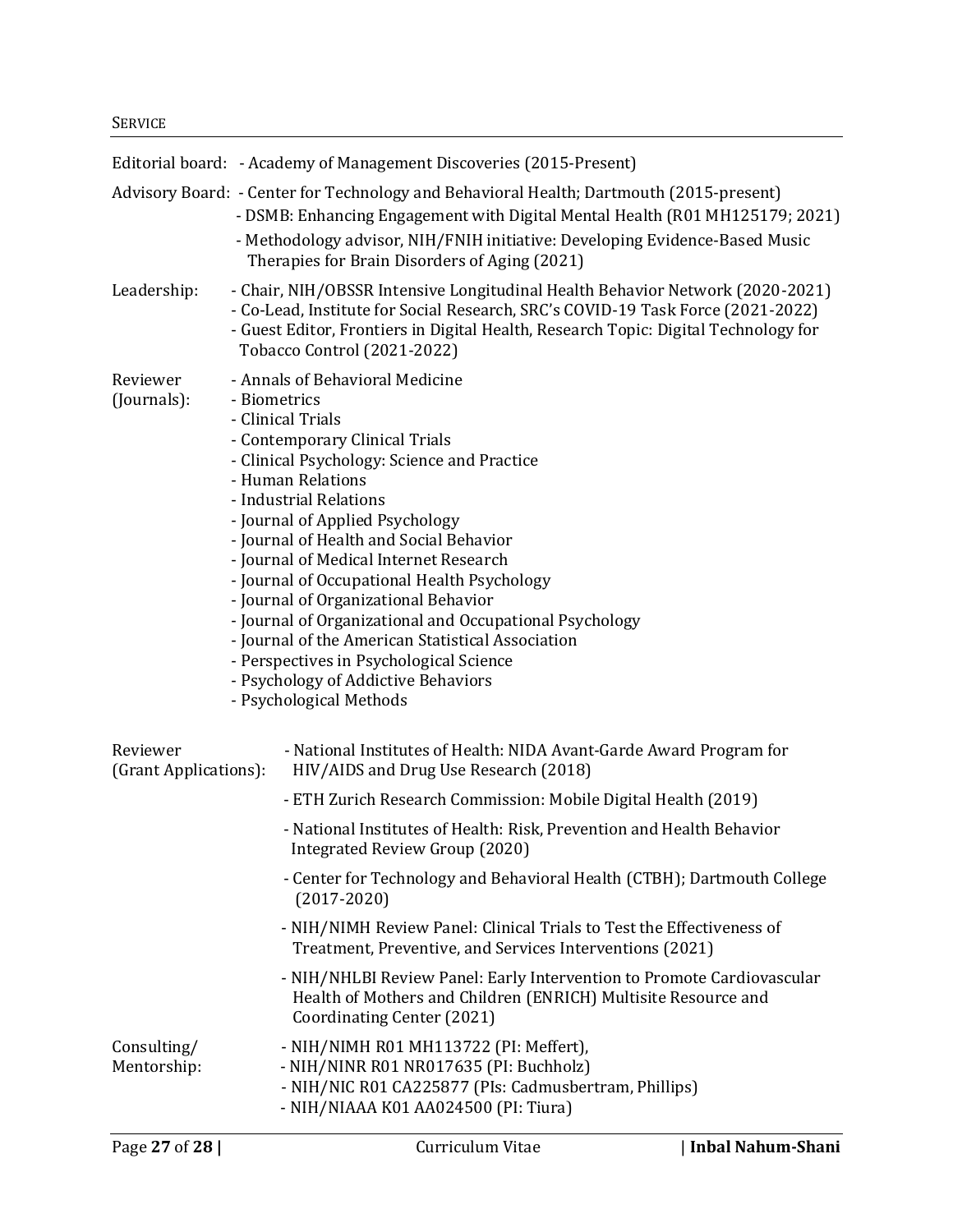## SERVICE

**Editorial board:**
- Academy of Management Discoveries (2015-Present)

**Advisory Board:**
- Center for Technology and Behavioral Health; Dartmouth (2015-present)
- DSMB: Enhancing Engagement with Digital Mental Health (R01 MH125179; 2021)
- Methodology advisor, NIH/FNIH initiative: Developing Evidence-Based Music Therapies for Brain Disorders of Aging (2021)

**Leadership:**
- Chair, NIH/OBSSR Intensive Longitudinal Health Behavior Network (2020-2021)
- Co-Lead, Institute for Social Research, SRC's COVID-19 Task Force (2021-2022)
- Guest Editor, Frontiers in Digital Health, Research Topic: Digital Technology for Tobacco Control (2021-2022)

**Reviewer (Journals):**
- Annals of Behavioral Medicine
- Biometrics
- Clinical Trials
- Contemporary Clinical Trials
- Clinical Psychology: Science and Practice
- Human Relations
- Industrial Relations
- Journal of Applied Psychology
- Journal of Health and Social Behavior
- Journal of Medical Internet Research
- Journal of Occupational Health Psychology
- Journal of Organizational Behavior
- Journal of Organizational and Occupational Psychology
- Journal of the American Statistical Association
- Perspectives in Psychological Science
- Psychology of Addictive Behaviors
- Psychological Methods

**Reviewer (Grant Applications):**
- National Institutes of Health: NIDA Avant-Garde Award Program for HIV/AIDS and Drug Use Research (2018)
- ETH Zurich Research Commission: Mobile Digital Health (2019)
- National Institutes of Health: Risk, Prevention and Health Behavior Integrated Review Group (2020)
- Center for Technology and Behavioral Health (CTBH); Dartmouth College (2017-2020)
- NIH/NIMH Review Panel: Clinical Trials to Test the Effectiveness of Treatment, Preventive, and Services Interventions (2021)
- NIH/NHLBI Review Panel: Early Intervention to Promote Cardiovascular Health of Mothers and Children (ENRICH) Multisite Resource and Coordinating Center (2021)

**Consulting/ Mentorship:**
- NIH/NIMH R01 MH113722 (PI: Meffert),
- NIH/NINR R01 NR017635 (PI: Buchholz)
- NIH/NIC R01 CA225877 (PIs: Cadmusbertram, Phillips)
- NIH/NIAAA K01 AA024500 (PI: Tiura)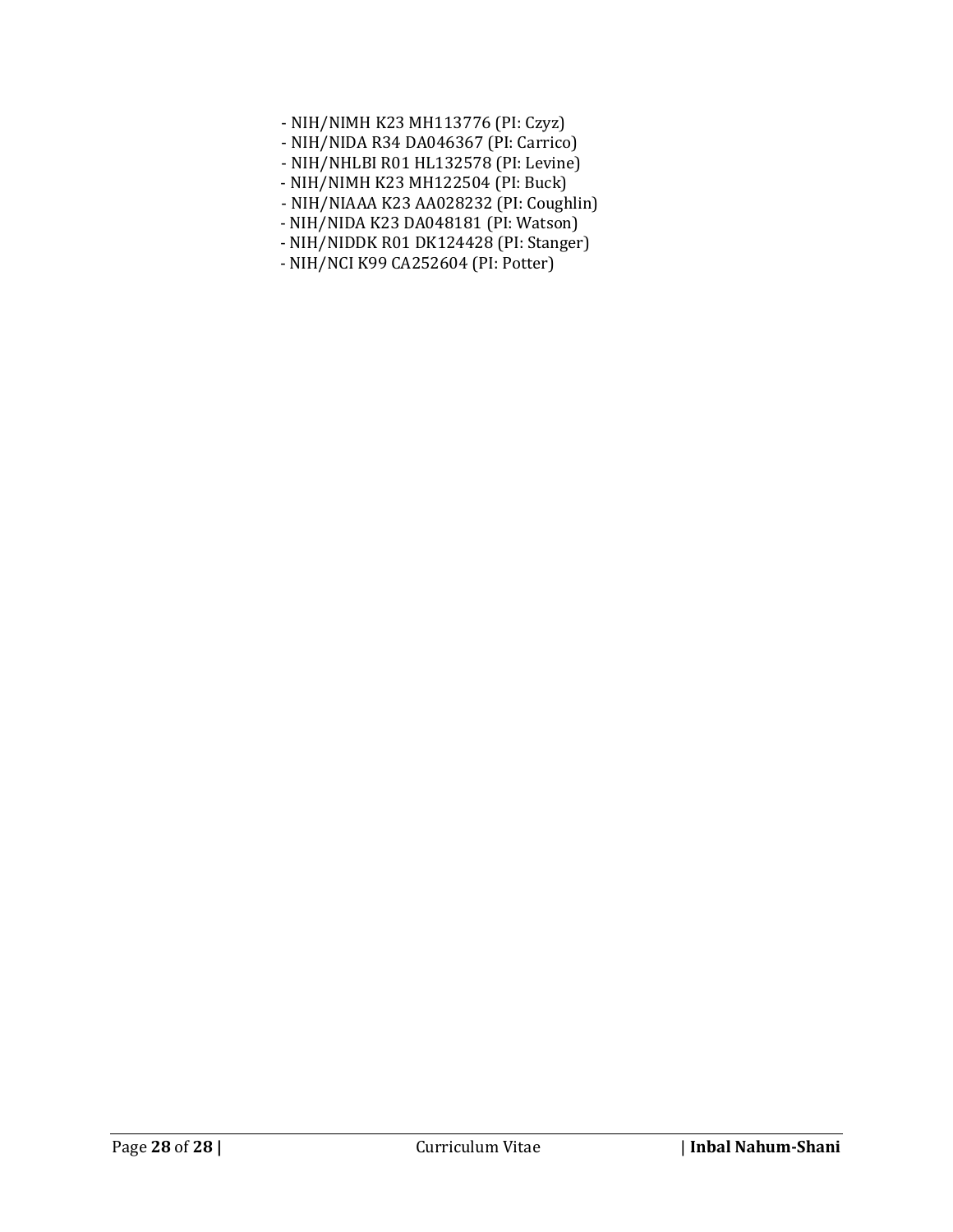- NIH/NIMH K23 MH113776 (PI: Czyz)
- NIH/NIDA R34 DA046367 (PI: Carrico)
- NIH/NHLBI R01 HL132578 (PI: Levine)
- NIH/NIMH K23 MH122504 (PI: Buck)
- NIH/NIAAA K23 AA028232 (PI: Coughlin)
- NIH/NIDA K23 DA048181 (PI: Watson)
- NIH/NIDDK R01 DK124428 (PI: Stanger)
- NIH/NCI K99 CA252604 (PI: Potter)